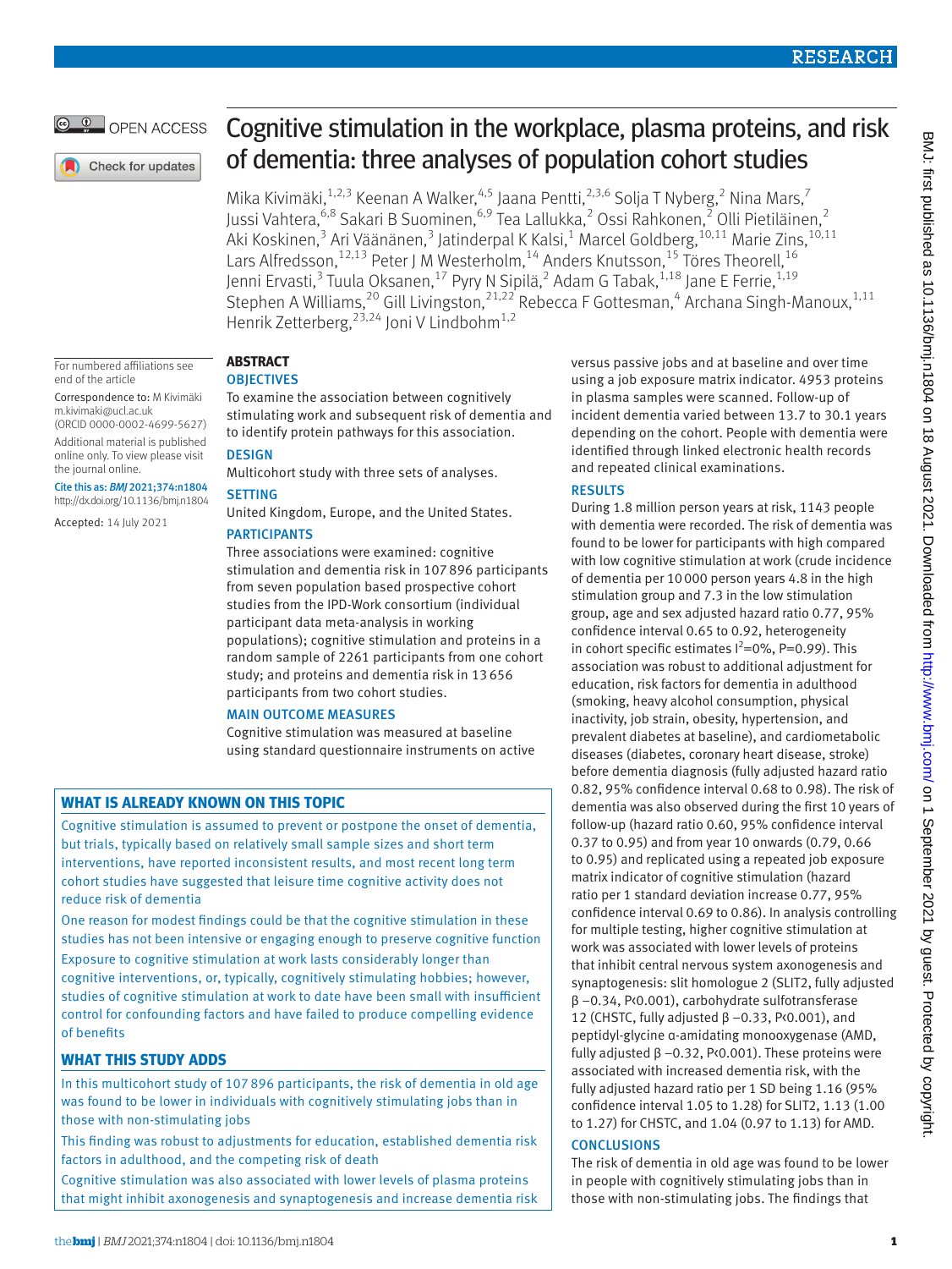RESEARCH

OPEN ACCESS

# Cognitive stimulation in the workplace, plasma proteins, and risk of dementia: three analyses of population cohort studies

Mika Kivimäki,[1,2,3] Keenan A Walker,[4,5] Jaana Pentti,[2,3,6] Solja T Nyberg,[2] Nina Mars,[7] Jussi Vahtera,[6,8] Sakari B Suominen,[6,9] Tea Lallukka,[2] Ossi Rahkonen,[2] Olli Pietiläinen,[2] Aki Koskinen,[3] Ari Väänänen,[3] Jatinderpal K Kalsi,[1] Marcel Goldberg,[10,11] Marie Zins,[10,11] Lars Alfredsson,[12,13] Peter J M Westerholm,[14] Anders Knutsson,[15] Töres Theorell,[16] Jenni Ervasti,[3] Tuula Oksanen,[17] Pyry N Sipilä,[2] Adam G Tabak,[1,18] Jane E Ferrie,[1,19] Stephen A Williams,[20] Gill Livingston,[21,22] Rebecca F Gottesman,[4] Archana Singh-Manoux,[1,11] Henrik Zetterberg,[23,24] Joni V Lindbohm[1,2]

For numbered affiliations see end of the article

Correspondence to: M Kivimäki m.kivimaki@ucl.ac.uk (ORCID 0000-0002-4699-5627)

Additional material is published online only. To view please visit the journal online.

Cite this as: *BMJ* 2021;374:n1804 http://dx.doi.org/10.1136/bmj.n1804

Accepted: 14 July 2021

## ABSTRACT

### OBJECTIVES

To examine the association between cognitively stimulating work and subsequent risk of dementia and to identify protein pathways for this association.

### DESIGN

Multicohort study with three sets of analyses.

### SETTING

United Kingdom, Europe, and the United States.

### PARTICIPANTS

Three associations were examined: cognitive stimulation and dementia risk in 107 896 participants from seven population based prospective cohort studies from the IPD-Work consortium (individual participant data meta-analysis in working populations); cognitive stimulation and proteins in a random sample of 2261 participants from one cohort study; and proteins and dementia risk in 13 656 participants from two cohort studies.

### MAIN OUTCOME MEASURES

Cognitive stimulation was measured at baseline using standard questionnaire instruments on active versus passive jobs and at baseline and over time using a job exposure matrix indicator. 4953 proteins in plasma samples were scanned. Follow-up of incident dementia varied between 13.7 to 30.1 years depending on the cohort. People with dementia were identified through linked electronic health records and repeated clinical examinations.

### RESULTS

During 1.8 million person years at risk, 1143 people with dementia were recorded. The risk of dementia was found to be lower for participants with high compared with low cognitive stimulation at work (crude incidence of dementia per 10 000 person years 4.8 in the high stimulation group and 7.3 in the low stimulation group, age and sex adjusted hazard ratio 0.77, 95% confidence interval 0.65 to 0.92, heterogeneity in cohort specific estimates $I^2$=0%, P=0.99). This association was robust to additional adjustment for education, risk factors for dementia in adulthood (smoking, heavy alcohol consumption, physical inactivity, job strain, obesity, hypertension, and prevalent diabetes at baseline), and cardiometabolic diseases (diabetes, coronary heart disease, stroke) before dementia diagnosis (fully adjusted hazard ratio 0.82, 95% confidence interval 0.68 to 0.98). The risk of dementia was also observed during the first 10 years of follow-up (hazard ratio 0.60, 95% confidence interval 0.37 to 0.95) and from year 10 onwards (0.79, 0.66 to 0.95) and replicated using a repeated job exposure matrix indicator of cognitive stimulation (hazard ratio per 1 standard deviation increase 0.77, 95% confidence interval 0.69 to 0.86). In analysis controlling for multiple testing, higher cognitive stimulation at work was associated with lower levels of proteins that inhibit central nervous system axonogenesis and synaptogenesis: slit homologue 2 (SLIT2, fully adjusted β −0.34, P<0.001), carbohydrate sulfotransferase 12 (CHSTC, fully adjusted β −0.33, P<0.001), and peptidyl-glycine α-amidating monooxygenase (AMD, fully adjusted β −0.32, P<0.001). These proteins were associated with increased dementia risk, with the fully adjusted hazard ratio per 1 SD being 1.16 (95% confidence interval 1.05 to 1.28) for SLIT2, 1.13 (1.00 to 1.27) for CHSTC, and 1.04 (0.97 to 1.13) for AMD.

### CONCLUSIONS

The risk of dementia in old age was found to be lower in people with cognitively stimulating jobs than in those with non-stimulating jobs. The findings that

## WHAT IS ALREADY KNOWN ON THIS TOPIC

Cognitive stimulation is assumed to prevent or postpone the onset of dementia, but trials, typically based on relatively small sample sizes and short term interventions, have reported inconsistent results, and most recent long term cohort studies have suggested that leisure time cognitive activity does not reduce risk of dementia

One reason for modest findings could be that the cognitive stimulation in these studies has not been intensive or engaging enough to preserve cognitive function

Exposure to cognitive stimulation at work lasts considerably longer than cognitive interventions, or, typically, cognitively stimulating hobbies; however, studies of cognitive stimulation at work to date have been small with insufficient control for confounding factors and have failed to produce compelling evidence of benefits

## WHAT THIS STUDY ADDS

In this multicohort study of 107 896 participants, the risk of dementia in old age was found to be lower in individuals with cognitively stimulating jobs than in those with non-stimulating jobs

This finding was robust to adjustments for education, established dementia risk factors in adulthood, and the competing risk of death

Cognitive stimulation was also associated with lower levels of plasma proteins that might inhibit axonogenesis and synaptogenesis and increase dementia risk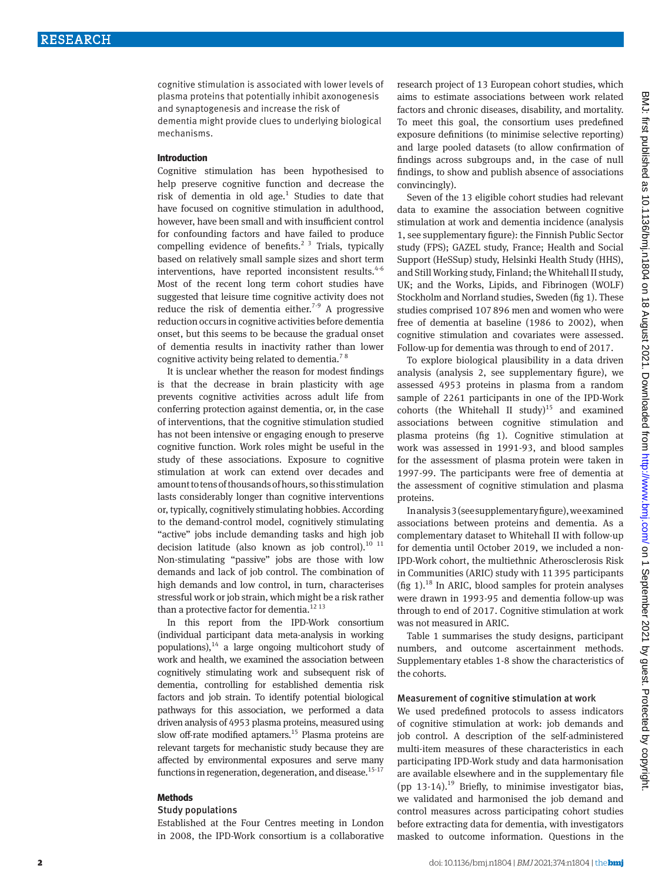cognitive stimulation is associated with lower levels of plasma proteins that potentially inhibit axonogenesis and synaptogenesis and increase the risk of dementia might provide clues to underlying biological mechanisms.

## Introduction

Cognitive stimulation has been hypothesised to help preserve cognitive function and decrease the risk of dementia in old age.[1] Studies to date that have focused on cognitive stimulation in adulthood, however, have been small and with insufficient control for confounding factors and have failed to produce compelling evidence of benefits.[2 3] Trials, typically based on relatively small sample sizes and short term interventions, have reported inconsistent results.[4-6] Most of the recent long term cohort studies have suggested that leisure time cognitive activity does not reduce the risk of dementia either.[7-9] A progressive reduction occurs in cognitive activities before dementia onset, but this seems to be because the gradual onset of dementia results in inactivity rather than lower cognitive activity being related to dementia.[7 8]

It is unclear whether the reason for modest findings is that the decrease in brain plasticity with age prevents cognitive activities across adult life from conferring protection against dementia, or, in the case of interventions, that the cognitive stimulation studied has not been intensive or engaging enough to preserve cognitive function. Work roles might be useful in the study of these associations. Exposure to cognitive stimulation at work can extend over decades and amount to tens of thousands of hours, so this stimulation lasts considerably longer than cognitive interventions or, typically, cognitively stimulating hobbies. According to the demand-control model, cognitively stimulating "active" jobs include demanding tasks and high job decision latitude (also known as job control).[10 11] Non-stimulating "passive" jobs are those with low demands and lack of job control. The combination of high demands and low control, in turn, characterises stressful work or job strain, which might be a risk rather than a protective factor for dementia.[12 13]

In this report from the IPD-Work consortium (individual participant data meta-analysis in working populations),[14] a large ongoing multicohort study of work and health, we examined the association between cognitively stimulating work and subsequent risk of dementia, controlling for established dementia risk factors and job strain. To identify potential biological pathways for this association, we performed a data driven analysis of 4953 plasma proteins, measured using slow off-rate modified aptamers.[15] Plasma proteins are relevant targets for mechanistic study because they are affected by environmental exposures and serve many functions in regeneration, degeneration, and disease.[15-17]

## Methods

### Study populations

Established at the Four Centres meeting in London in 2008, the IPD-Work consortium is a collaborative research project of 13 European cohort studies, which aims to estimate associations between work related factors and chronic diseases, disability, and mortality. To meet this goal, the consortium uses predefined exposure definitions (to minimise selective reporting) and large pooled datasets (to allow confirmation of findings across subgroups and, in the case of null findings, to show and publish absence of associations convincingly).

Seven of the 13 eligible cohort studies had relevant data to examine the association between cognitive stimulation at work and dementia incidence (analysis 1, see supplementary figure): the Finnish Public Sector study (FPS); GAZEL study, France; Health and Social Support (HeSSup) study, Helsinki Health Study (HHS), and Still Working study, Finland; the Whitehall II study, UK; and the Works, Lipids, and Fibrinogen (WOLF) Stockholm and Norrland studies, Sweden (fig 1). These studies comprised 107 896 men and women who were free of dementia at baseline (1986 to 2002), when cognitive stimulation and covariates were assessed. Follow-up for dementia was through to end of 2017.

To explore biological plausibility in a data driven analysis (analysis 2, see supplementary figure), we assessed 4953 proteins in plasma from a random sample of 2261 participants in one of the IPD-Work cohorts (the Whitehall II study)[15] and examined associations between cognitive stimulation and plasma proteins (fig 1). Cognitive stimulation at work was assessed in 1991-93, and blood samples for the assessment of plasma protein were taken in 1997-99. The participants were free of dementia at the assessment of cognitive stimulation and plasma proteins.

In analysis 3 (see supplementary figure), we examined associations between proteins and dementia. As a complementary dataset to Whitehall II with follow-up for dementia until October 2019, we included a non-IPD-Work cohort, the multiethnic Atherosclerosis Risk in Communities (ARIC) study with 11 395 participants (fig 1).[18] In ARIC, blood samples for protein analyses were drawn in 1993-95 and dementia follow-up was through to end of 2017. Cognitive stimulation at work was not measured in ARIC.

Table 1 summarises the study designs, participant numbers, and outcome ascertainment methods. Supplementary etables 1-8 show the characteristics of the cohorts.

### Measurement of cognitive stimulation at work

We used predefined protocols to assess indicators of cognitive stimulation at work: job demands and job control. A description of the self-administered multi-item measures of these characteristics in each participating IPD-Work study and data harmonisation are available elsewhere and in the supplementary file (pp 13-14).[19] Briefly, to minimise investigator bias, we validated and harmonised the job demand and control measures across participating cohort studies before extracting data for dementia, with investigators masked to outcome information. Questions in the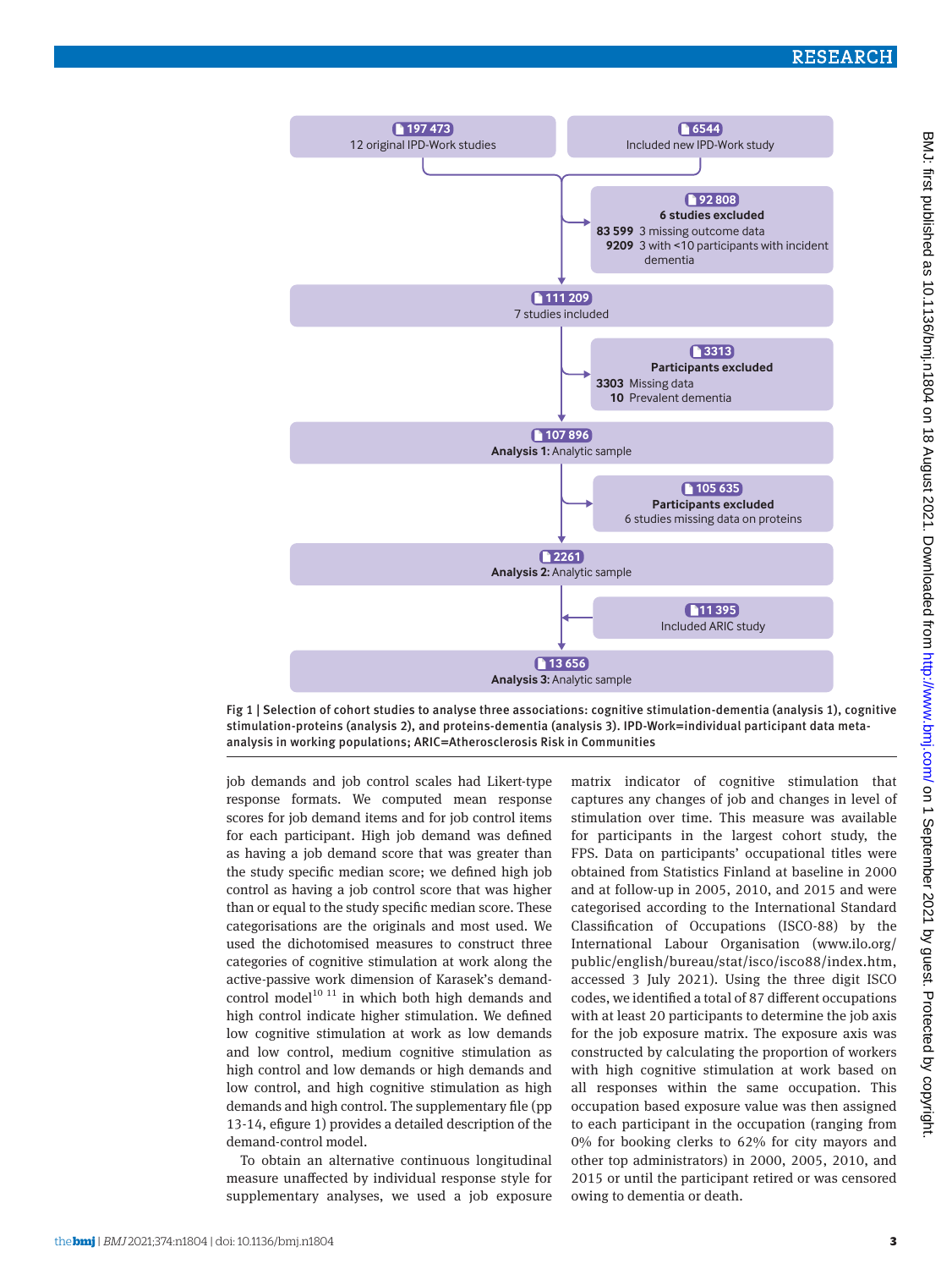197 473
12 original IPD-Work studies

6544
Included new IPD-Work study

92 808
**6 studies excluded**
**83 599** 3 missing outcome data
**9209** 3 with <10 participants with incident dementia

111 209
7 studies included

3313
**Participants excluded**
**3303** Missing data
**10** Prevalent dementia

107 896
**Analysis 1:** Analytic sample

105 635
**Participants excluded**
6 studies missing data on proteins

2261
**Analysis 2:** Analytic sample

11 395
Included ARIC study

13 656
**Analysis 3:** Analytic sample

Fig 1 | Selection of cohort studies to analyse three associations: cognitive stimulation-dementia (analysis 1), cognitive stimulation-proteins (analysis 2), and proteins-dementia (analysis 3). IPD-Work=individual participant data meta-analysis in working populations; ARIC=Atherosclerosis Risk in Communities

job demands and job control scales had Likert-type response formats. We computed mean response scores for job demand items and for job control items for each participant. High job demand was defined as having a job demand score that was greater than the study specific median score; we defined high job control as having a job control score that was higher than or equal to the study specific median score. These categorisations are the originals and most used. We used the dichotomised measures to construct three categories of cognitive stimulation at work along the active-passive work dimension of Karasek's demand-control model[10 11] in which both high demands and high control indicate higher stimulation. We defined low cognitive stimulation at work as low demands and low control, medium cognitive stimulation as high control and low demands or high demands and low control, and high cognitive stimulation as high demands and high control. The supplementary file (pp 13-14, efigure 1) provides a detailed description of the demand-control model.

To obtain an alternative continuous longitudinal measure unaffected by individual response style for supplementary analyses, we used a job exposure matrix indicator of cognitive stimulation that captures any changes of job and changes in level of stimulation over time. This measure was available for participants in the largest cohort study, the FPS. Data on participants' occupational titles were obtained from Statistics Finland at baseline in 2000 and at follow-up in 2005, 2010, and 2015 and were categorised according to the International Standard Classification of Occupations (ISCO-88) by the International Labour Organisation (www.ilo.org/public/english/bureau/stat/isco/isco88/index.htm, accessed 3 July 2021). Using the three digit ISCO codes, we identified a total of 87 different occupations with at least 20 participants to determine the job axis for the job exposure matrix. The exposure axis was constructed by calculating the proportion of workers with high cognitive stimulation at work based on all responses within the same occupation. This occupation based exposure value was then assigned to each participant in the occupation (ranging from 0% for booking clerks to 62% for city mayors and other top administrators) in 2000, 2005, 2010, and 2015 or until the participant retired or was censored owing to dementia or death.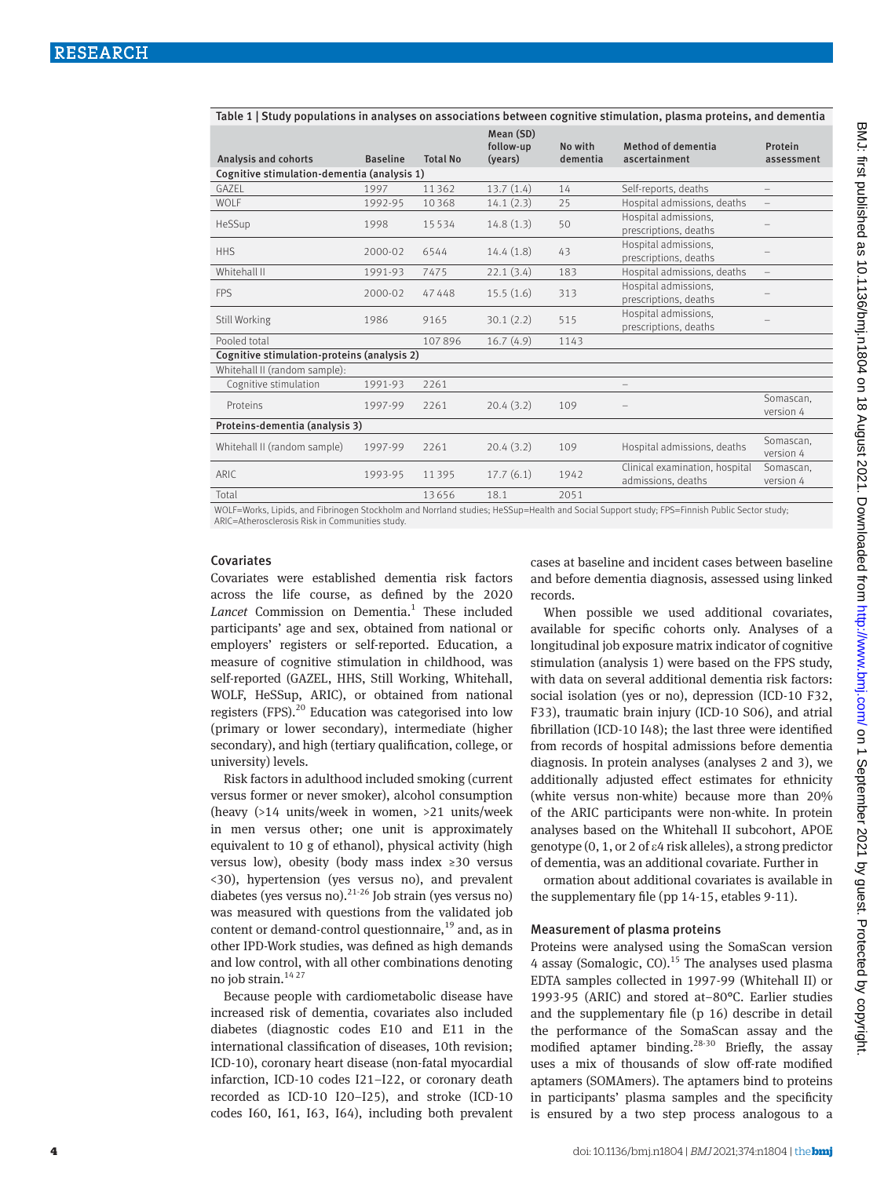Table 1 | Study populations in analyses on associations between cognitive stimulation, plasma proteins, and dementia

| Analysis and cohorts | Baseline | Total No | Mean (SD) follow-up (years) | No with dementia | Method of dementia ascertainment | Protein assessment |
|---|---|---|---|---|---|---|
| **Cognitive stimulation-dementia (analysis 1)** | | | | | | |
| GAZEL | 1997 | 11362 | 13.7 (1.4) | 14 | Self-reports, deaths | – |
| WOLF | 1992-95 | 10368 | 14.1 (2.3) | 25 | Hospital admissions, deaths | – |
| HeSSup | 1998 | 15534 | 14.8 (1.3) | 50 | Hospital admissions, prescriptions, deaths | – |
| HHS | 2000-02 | 6544 | 14.4 (1.8) | 43 | Hospital admissions, prescriptions, deaths | – |
| Whitehall II | 1991-93 | 7475 | 22.1 (3.4) | 183 | Hospital admissions, deaths | – |
| FPS | 2000-02 | 47448 | 15.5 (1.6) | 313 | Hospital admissions, prescriptions, deaths | – |
| Still Working | 1986 | 9165 | 30.1 (2.2) | 515 | Hospital admissions, prescriptions, deaths | – |
| Pooled total | | 107896 | 16.7 (4.9) | 1143 | | |
| **Cognitive stimulation-proteins (analysis 2)** | | | | | | |
| Whitehall II (random sample): | | | | | | |
| Cognitive stimulation | 1991-93 | 2261 | | | – | |
| Proteins | 1997-99 | 2261 | 20.4 (3.2) | 109 | – | Somascan, version 4 |
| **Proteins-dementia (analysis 3)** | | | | | | |
| Whitehall II (random sample) | 1997-99 | 2261 | 20.4 (3.2) | 109 | Hospital admissions, deaths | Somascan, version 4 |
| ARIC | 1993-95 | 11395 | 17.7 (6.1) | 1942 | Clinical examination, hospital admissions, deaths | Somascan, version 4 |
| Total | | 13656 | 18.1 | 2051 | | |

WOLF=Works, Lipids, and Fibrinogen Stockholm and Norrland studies; HeSSup=Health and Social Support study; FPS=Finnish Public Sector study; ARIC=Atherosclerosis Risk in Communities study.

### Covariates

Covariates were established dementia risk factors across the life course, as defined by the 2020 *Lancet* Commission on Dementia.[1] These included participants' age and sex, obtained from national or employers' registers or self-reported. Education, a measure of cognitive stimulation in childhood, was self-reported (GAZEL, HHS, Still Working, Whitehall, WOLF, HeSSup, ARIC), or obtained from national registers (FPS).[20] Education was categorised into low (primary or lower secondary), intermediate (higher secondary), and high (tertiary qualification, college, or university) levels.

Risk factors in adulthood included smoking (current versus former or never smoker), alcohol consumption (heavy (>14 units/week in women, >21 units/week in men versus other; one unit is approximately equivalent to 10 g of ethanol), physical activity (high versus low), obesity (body mass index ≥30 versus <30), hypertension (yes versus no), and prevalent diabetes (yes versus no).[21-26] Job strain (yes versus no) was measured with questions from the validated job content or demand-control questionnaire,[19] and, as in other IPD-Work studies, was defined as high demands and low control, with all other combinations denoting no job strain.[14 27]

Because people with cardiometabolic disease have increased risk of dementia, covariates also included diabetes (diagnostic codes E10 and E11 in the international classification of diseases, 10th revision; ICD-10), coronary heart disease (non-fatal myocardial infarction, ICD-10 codes I21–I22, or coronary death recorded as ICD-10 I20–I25), and stroke (ICD-10 codes I60, I61, I63, I64), including both prevalent cases at baseline and incident cases between baseline and before dementia diagnosis, assessed using linked records.

When possible we used additional covariates, available for specific cohorts only. Analyses of a longitudinal job exposure matrix indicator of cognitive stimulation (analysis 1) were based on the FPS study, with data on several additional dementia risk factors: social isolation (yes or no), depression (ICD-10 F32, F33), traumatic brain injury (ICD-10 S06), and atrial fibrillation (ICD-10 I48); the last three were identified from records of hospital admissions before dementia diagnosis. In protein analyses (analyses 2 and 3), we additionally adjusted effect estimates for ethnicity (white versus non-white) because more than 20% of the ARIC participants were non-white. In protein analyses based on the Whitehall II subcohort, APOE genotype (0, 1, or 2 of ε4 risk alleles), a strong predictor of dementia, was an additional covariate. Further in ormation about additional covariates is available in the supplementary file (pp 14-15, etables 9-11).

### Measurement of plasma proteins

Proteins were analysed using the SomaScan version 4 assay (Somalogic, CO).[15] The analyses used plasma EDTA samples collected in 1997-99 (Whitehall II) or 1993-95 (ARIC) and stored at−80°C. Earlier studies and the supplementary file (p 16) describe in detail the performance of the SomaScan assay and the modified aptamer binding.[28-30] Briefly, the assay uses a mix of thousands of slow off-rate modified aptamers (SOMAmers). The aptamers bind to proteins in participants' plasma samples and the specificity is ensured by a two step process analogous to a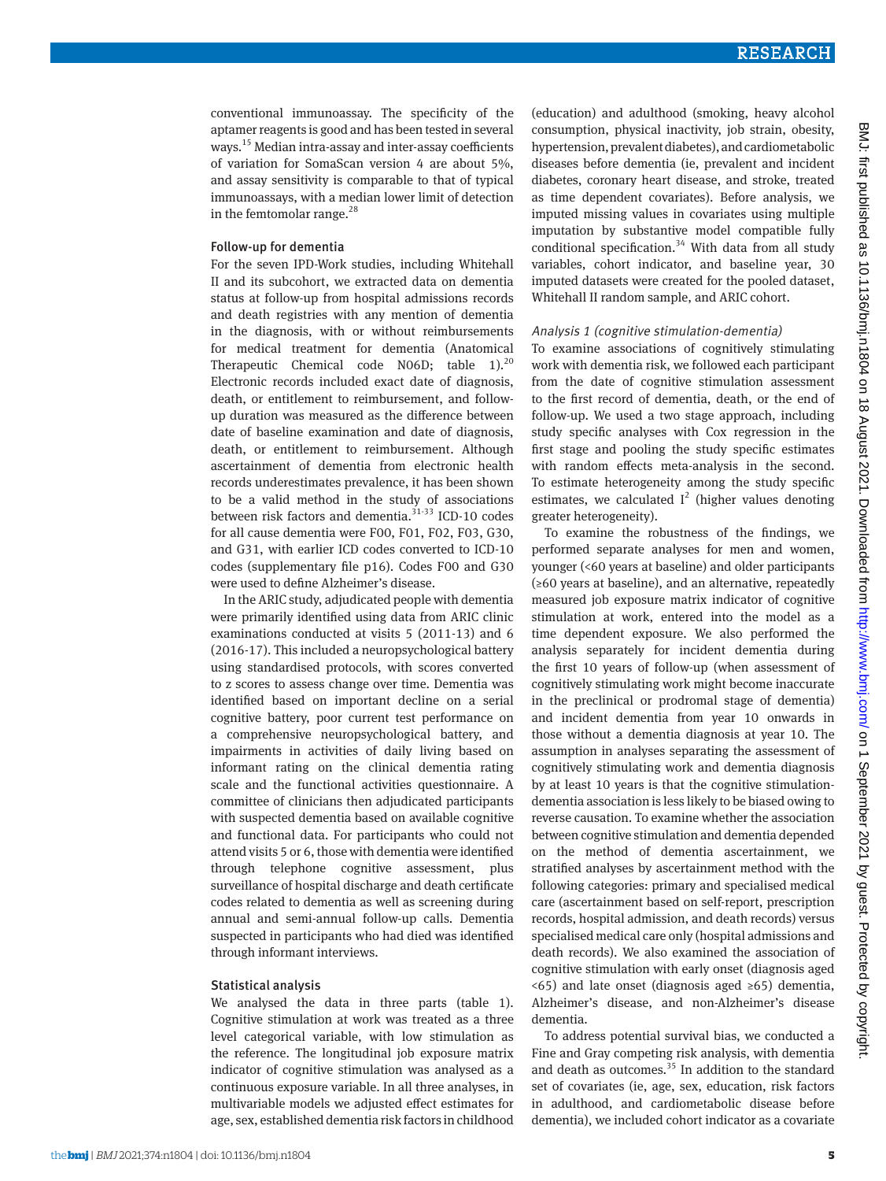conventional immunoassay. The specificity of the aptamer reagents is good and has been tested in several ways.[15] Median intra-assay and inter-assay coefficients of variation for SomaScan version 4 are about 5%, and assay sensitivity is comparable to that of typical immunoassays, with a median lower limit of detection in the femtomolar range.[28]

### Follow-up for dementia

For the seven IPD-Work studies, including Whitehall II and its subcohort, we extracted data on dementia status at follow-up from hospital admissions records and death registries with any mention of dementia in the diagnosis, with or without reimbursements for medical treatment for dementia (Anatomical Therapeutic Chemical code N06D; table 1).[20] Electronic records included exact date of diagnosis, death, or entitlement to reimbursement, and follow-up duration was measured as the difference between date of baseline examination and date of diagnosis, death, or entitlement to reimbursement. Although ascertainment of dementia from electronic health records underestimates prevalence, it has been shown to be a valid method in the study of associations between risk factors and dementia.[31-33] ICD-10 codes for all cause dementia were F00, F01, F02, F03, G30, and G31, with earlier ICD codes converted to ICD-10 codes (supplementary file p16). Codes F00 and G30 were used to define Alzheimer's disease.

In the ARIC study, adjudicated people with dementia were primarily identified using data from ARIC clinic examinations conducted at visits 5 (2011-13) and 6 (2016-17). This included a neuropsychological battery using standardised protocols, with scores converted to z scores to assess change over time. Dementia was identified based on important decline on a serial cognitive battery, poor current test performance on a comprehensive neuropsychological battery, and impairments in activities of daily living based on informant rating on the clinical dementia rating scale and the functional activities questionnaire. A committee of clinicians then adjudicated participants with suspected dementia based on available cognitive and functional data. For participants who could not attend visits 5 or 6, those with dementia were identified through telephone cognitive assessment, plus surveillance of hospital discharge and death certificate codes related to dementia as well as screening during annual and semi-annual follow-up calls. Dementia suspected in participants who had died was identified through informant interviews.

### Statistical analysis

We analysed the data in three parts (table 1). Cognitive stimulation at work was treated as a three level categorical variable, with low stimulation as the reference. The longitudinal job exposure matrix indicator of cognitive stimulation was analysed as a continuous exposure variable. In all three analyses, in multivariable models we adjusted effect estimates for age, sex, established dementia risk factors in childhood (education) and adulthood (smoking, heavy alcohol consumption, physical inactivity, job strain, obesity, hypertension, prevalent diabetes), and cardiometabolic diseases before dementia (ie, prevalent and incident diabetes, coronary heart disease, and stroke, treated as time dependent covariates). Before analysis, we imputed missing values in covariates using multiple imputation by substantive model compatible fully conditional specification.[34] With data from all study variables, cohort indicator, and baseline year, 30 imputed datasets were created for the pooled dataset, Whitehall II random sample, and ARIC cohort.

#### *Analysis 1 (cognitive stimulation-dementia)*

To examine associations of cognitively stimulating work with dementia risk, we followed each participant from the date of cognitive stimulation assessment to the first record of dementia, death, or the end of follow-up. We used a two stage approach, including study specific analyses with Cox regression in the first stage and pooling the study specific estimates with random effects meta-analysis in the second. To estimate heterogeneity among the study specific estimates, we calculated $I^2$ (higher values denoting greater heterogeneity).

To examine the robustness of the findings, we performed separate analyses for men and women, younger (<60 years at baseline) and older participants (≥60 years at baseline), and an alternative, repeatedly measured job exposure matrix indicator of cognitive stimulation at work, entered into the model as a time dependent exposure. We also performed the analysis separately for incident dementia during the first 10 years of follow-up (when assessment of cognitively stimulating work might become inaccurate in the preclinical or prodromal stage of dementia) and incident dementia from year 10 onwards in those without a dementia diagnosis at year 10. The assumption in analyses separating the assessment of cognitively stimulating work and dementia diagnosis by at least 10 years is that the cognitive stimulation-dementia association is less likely to be biased owing to reverse causation. To examine whether the association between cognitive stimulation and dementia depended on the method of dementia ascertainment, we stratified analyses by ascertainment method with the following categories: primary and specialised medical care (ascertainment based on self-report, prescription records, hospital admission, and death records) versus specialised medical care only (hospital admissions and death records). We also examined the association of cognitive stimulation with early onset (diagnosis aged <65) and late onset (diagnosis aged ≥65) dementia, Alzheimer's disease, and non-Alzheimer's disease dementia.

To address potential survival bias, we conducted a Fine and Gray competing risk analysis, with dementia and death as outcomes.[35] In addition to the standard set of covariates (ie, age, sex, education, risk factors in adulthood, and cardiometabolic disease before dementia), we included cohort indicator as a covariate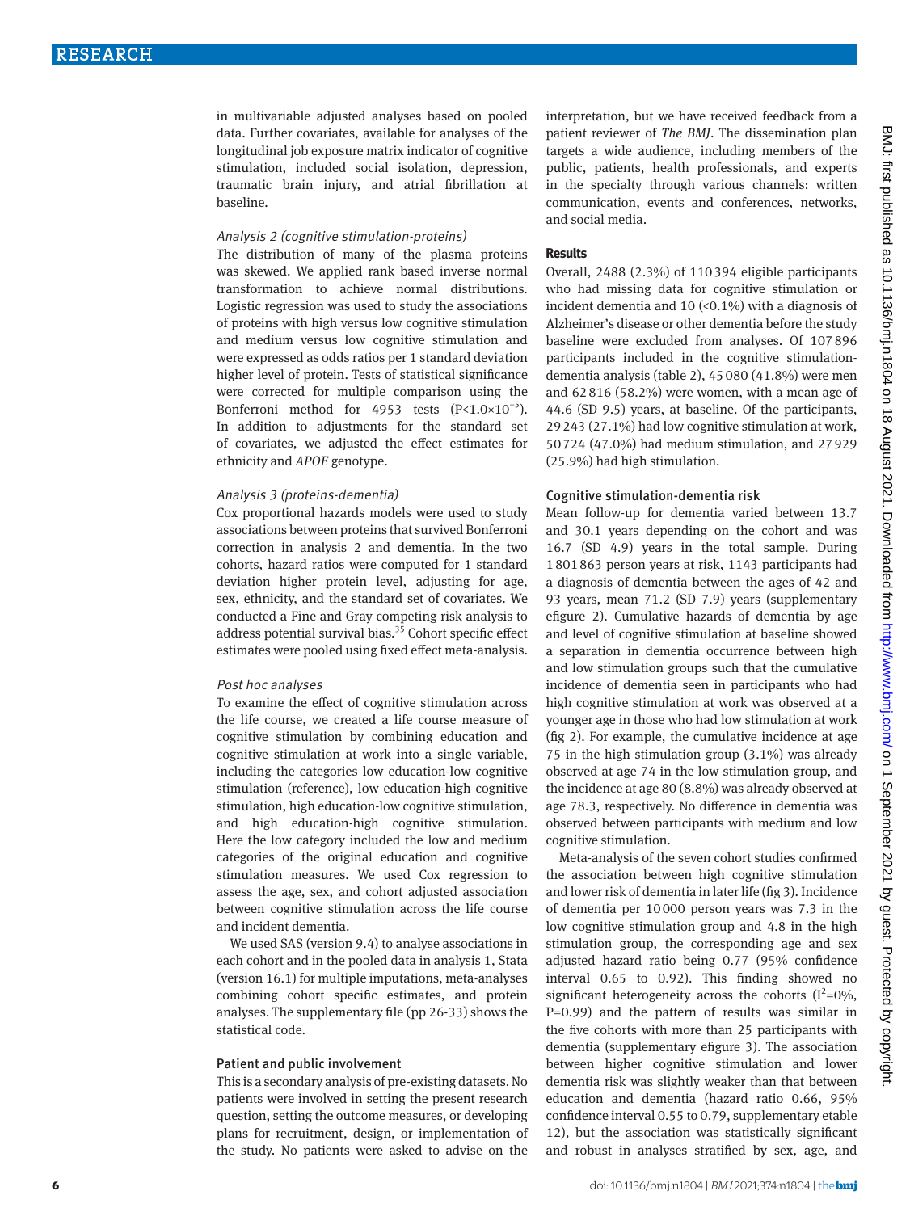in multivariable adjusted analyses based on pooled data. Further covariates, available for analyses of the longitudinal job exposure matrix indicator of cognitive stimulation, included social isolation, depression, traumatic brain injury, and atrial fibrillation at baseline.

#### *Analysis 2 (cognitive stimulation-proteins)*

The distribution of many of the plasma proteins was skewed. We applied rank based inverse normal transformation to achieve normal distributions. Logistic regression was used to study the associations of proteins with high versus low cognitive stimulation and medium versus low cognitive stimulation and were expressed as odds ratios per 1 standard deviation higher level of protein. Tests of statistical significance were corrected for multiple comparison using the Bonferroni method for 4953 tests ($P<1.0\times10^{-5}$). In addition to adjustments for the standard set of covariates, we adjusted the effect estimates for ethnicity and *APOE* genotype.

#### *Analysis 3 (proteins-dementia)*

Cox proportional hazards models were used to study associations between proteins that survived Bonferroni correction in analysis 2 and dementia. In the two cohorts, hazard ratios were computed for 1 standard deviation higher protein level, adjusting for age, sex, ethnicity, and the standard set of covariates. We conducted a Fine and Gray competing risk analysis to address potential survival bias.[35] Cohort specific effect estimates were pooled using fixed effect meta-analysis.

#### *Post hoc analyses*

To examine the effect of cognitive stimulation across the life course, we created a life course measure of cognitive stimulation by combining education and cognitive stimulation at work into a single variable, including the categories low education-low cognitive stimulation (reference), low education-high cognitive stimulation, high education-low cognitive stimulation, and high education-high cognitive stimulation. Here the low category included the low and medium categories of the original education and cognitive stimulation measures. We used Cox regression to assess the age, sex, and cohort adjusted association between cognitive stimulation across the life course and incident dementia.

We used SAS (version 9.4) to analyse associations in each cohort and in the pooled data in analysis 1, Stata (version 16.1) for multiple imputations, meta-analyses combining cohort specific estimates, and protein analyses. The supplementary file (pp 26-33) shows the statistical code.

### Patient and public involvement

This is a secondary analysis of pre-existing datasets. No patients were involved in setting the present research question, setting the outcome measures, or developing plans for recruitment, design, or implementation of the study. No patients were asked to advise on the interpretation, but we have received feedback from a patient reviewer of *The BMJ*. The dissemination plan targets a wide audience, including members of the public, patients, health professionals, and experts in the specialty through various channels: written communication, events and conferences, networks, and social media.

## Results

Overall, 2488 (2.3%) of 110 394 eligible participants who had missing data for cognitive stimulation or incident dementia and 10 (<0.1%) with a diagnosis of Alzheimer's disease or other dementia before the study baseline were excluded from analyses. Of 107 896 participants included in the cognitive stimulation-dementia analysis (table 2), 45 080 (41.8%) were men and 62 816 (58.2%) were women, with a mean age of 44.6 (SD 9.5) years, at baseline. Of the participants, 29 243 (27.1%) had low cognitive stimulation at work, 50 724 (47.0%) had medium stimulation, and 27 929 (25.9%) had high stimulation.

### Cognitive stimulation-dementia risk

Mean follow-up for dementia varied between 13.7 and 30.1 years depending on the cohort and was 16.7 (SD 4.9) years in the total sample. During 1 801 863 person years at risk, 1143 participants had a diagnosis of dementia between the ages of 42 and 93 years, mean 71.2 (SD 7.9) years (supplementary efigure 2). Cumulative hazards of dementia by age and level of cognitive stimulation at baseline showed a separation in dementia occurrence between high and low stimulation groups such that the cumulative incidence of dementia seen in participants who had high cognitive stimulation at work was observed at a younger age in those who had low stimulation at work (fig 2). For example, the cumulative incidence at age 75 in the high stimulation group (3.1%) was already observed at age 74 in the low stimulation group, and the incidence at age 80 (8.8%) was already observed at age 78.3, respectively. No difference in dementia was observed between participants with medium and low cognitive stimulation.

Meta-analysis of the seven cohort studies confirmed the association between high cognitive stimulation and lower risk of dementia in later life (fig 3). Incidence of dementia per 10 000 person years was 7.3 in the low cognitive stimulation group and 4.8 in the high stimulation group, the corresponding age and sex adjusted hazard ratio being 0.77 (95% confidence interval 0.65 to 0.92). This finding showed no significant heterogeneity across the cohorts ($I^2=0\%$, P=0.99) and the pattern of results was similar in the five cohorts with more than 25 participants with dementia (supplementary efigure 3). The association between higher cognitive stimulation and lower dementia risk was slightly weaker than that between education and dementia (hazard ratio 0.66, 95% confidence interval 0.55 to 0.79, supplementary etable 12), but the association was statistically significant and robust in analyses stratified by sex, age, and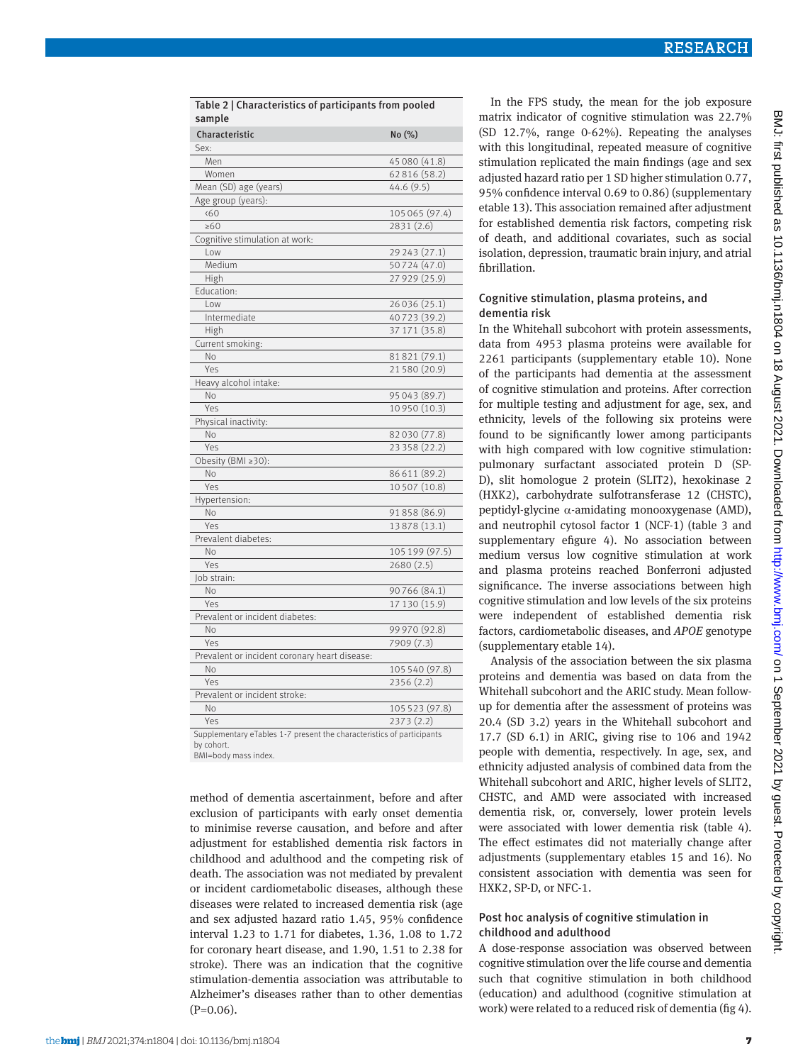Table 2 | Characteristics of participants from pooled sample

| Characteristic | No (%) |
|---|---|
| Sex: | |
| Men | 45 080 (41.8) |
| Women | 62 816 (58.2) |
| Mean (SD) age (years) | 44.6 (9.5) |
| Age group (years): | |
| <60 | 105 065 (97.4) |
| ≥60 | 2831 (2.6) |
| Cognitive stimulation at work: | |
| Low | 29 243 (27.1) |
| Medium | 50 724 (47.0) |
| High | 27 929 (25.9) |
| Education: | |
| Low | 26 036 (25.1) |
| Intermediate | 40 723 (39.2) |
| High | 37 171 (35.8) |
| Current smoking: | |
| No | 81 821 (79.1) |
| Yes | 21 580 (20.9) |
| Heavy alcohol intake: | |
| No | 95 043 (89.7) |
| Yes | 10 950 (10.3) |
| Physical inactivity: | |
| No | 82 030 (77.8) |
| Yes | 23 358 (22.2) |
| Obesity (BMI ≥30): | |
| No | 86 611 (89.2) |
| Yes | 10 507 (10.8) |
| Hypertension: | |
| No | 91 858 (86.9) |
| Yes | 13 878 (13.1) |
| Prevalent diabetes: | |
| No | 105 199 (97.5) |
| Yes | 2680 (2.5) |
| Job strain: | |
| No | 90 766 (84.1) |
| Yes | 17 130 (15.9) |
| Prevalent or incident diabetes: | |
| No | 99 970 (92.8) |
| Yes | 7909 (7.3) |
| Prevalent or incident coronary heart disease: | |
| No | 105 540 (97.8) |
| Yes | 2356 (2.2) |
| Prevalent or incident stroke: | |
| No | 105 523 (97.8) |
| Yes | 2373 (2.2) |

Supplementary eTables 1-7 present the characteristics of participants by cohort.
BMI=body mass index.

method of dementia ascertainment, before and after exclusion of participants with early onset dementia to minimise reverse causation, and before and after adjustment for established dementia risk factors in childhood and adulthood and the competing risk of death. The association was not mediated by prevalent or incident cardiometabolic diseases, although these diseases were related to increased dementia risk (age and sex adjusted hazard ratio 1.45, 95% confidence interval 1.23 to 1.71 for diabetes, 1.36, 1.08 to 1.72 for coronary heart disease, and 1.90, 1.51 to 2.38 for stroke). There was an indication that the cognitive stimulation-dementia association was attributable to Alzheimer's diseases rather than to other dementias (P=0.06).

In the FPS study, the mean for the job exposure matrix indicator of cognitive stimulation was 22.7% (SD 12.7%, range 0-62%). Repeating the analyses with this longitudinal, repeated measure of cognitive stimulation replicated the main findings (age and sex adjusted hazard ratio per 1 SD higher stimulation 0.77, 95% confidence interval 0.69 to 0.86) (supplementary etable 13). This association remained after adjustment for established dementia risk factors, competing risk of death, and additional covariates, such as social isolation, depression, traumatic brain injury, and atrial fibrillation.

### Cognitive stimulation, plasma proteins, and dementia risk

In the Whitehall subcohort with protein assessments, data from 4953 plasma proteins were available for 2261 participants (supplementary etable 10). None of the participants had dementia at the assessment of cognitive stimulation and proteins. After correction for multiple testing and adjustment for age, sex, and ethnicity, levels of the following six proteins were found to be significantly lower among participants with high compared with low cognitive stimulation: pulmonary surfactant associated protein D (SP-D), slit homologue 2 protein (SLIT2), hexokinase 2 (HXK2), carbohydrate sulfotransferase 12 (CHSTC), peptidyl-glycine α-amidating monooxygenase (AMD), and neutrophil cytosol factor 1 (NCF-1) (table 3 and supplementary efigure 4). No association between medium versus low cognitive stimulation at work and plasma proteins reached Bonferroni adjusted significance. The inverse associations between high cognitive stimulation and low levels of the six proteins were independent of established dementia risk factors, cardiometabolic diseases, and *APOE* genotype (supplementary etable 14).

Analysis of the association between the six plasma proteins and dementia was based on data from the Whitehall subcohort and the ARIC study. Mean follow-up for dementia after the assessment of proteins was 20.4 (SD 3.2) years in the Whitehall subcohort and 17.7 (SD 6.1) in ARIC, giving rise to 106 and 1942 people with dementia, respectively. In age, sex, and ethnicity adjusted analysis of combined data from the Whitehall subcohort and ARIC, higher levels of SLIT2, CHSTC, and AMD were associated with increased dementia risk, or, conversely, lower protein levels were associated with lower dementia risk (table 4). The effect estimates did not materially change after adjustments (supplementary etables 15 and 16). No consistent association with dementia was seen for HXK2, SP-D, or NFC-1.

### Post hoc analysis of cognitive stimulation in childhood and adulthood

A dose-response association was observed between cognitive stimulation over the life course and dementia such that cognitive stimulation in both childhood (education) and adulthood (cognitive stimulation at work) were related to a reduced risk of dementia (fig 4).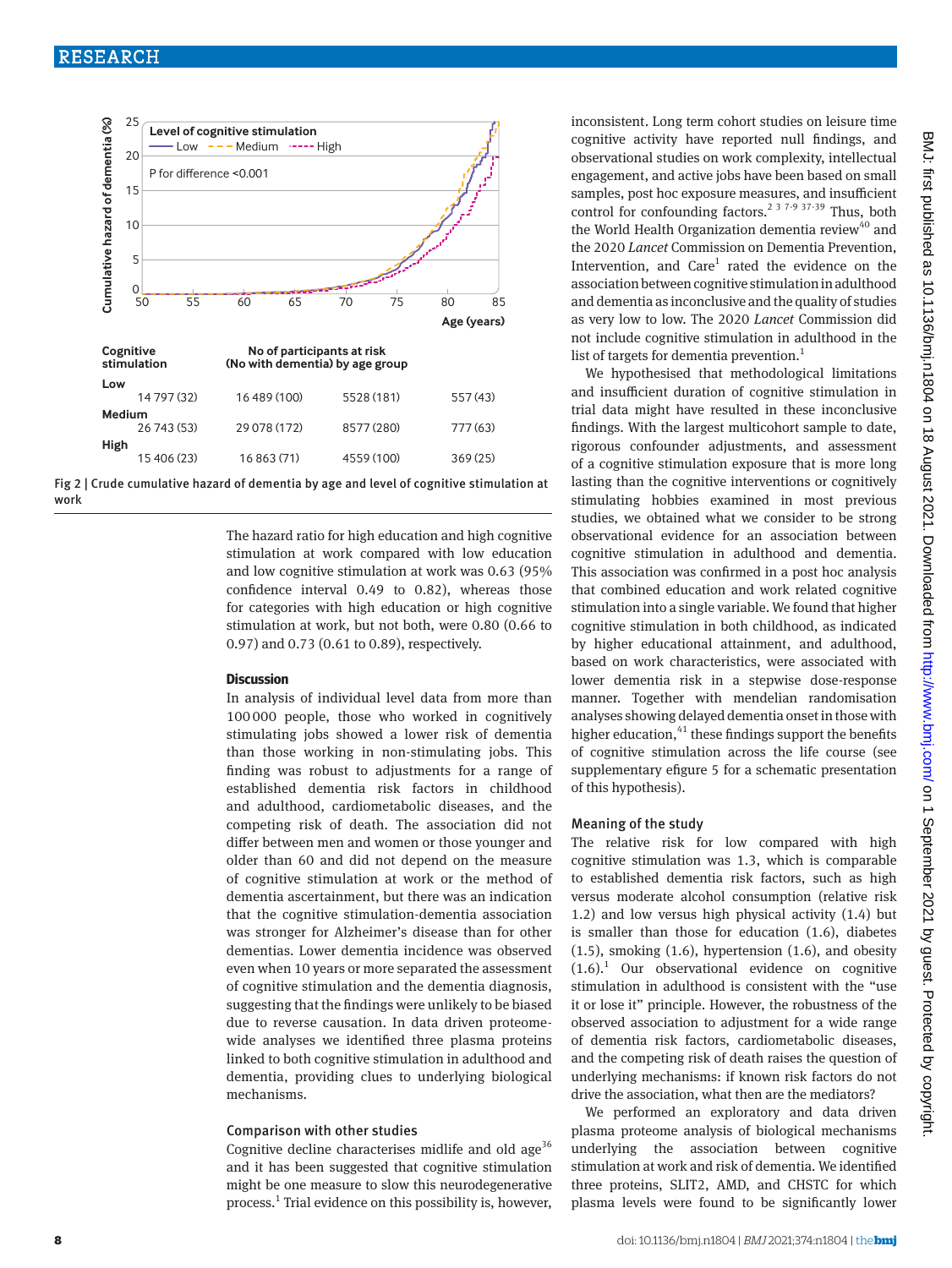| Cognitive stimulation | No of participants at risk (No with dementia) by age group | | | |
|---|---|---|---|---|
| Low | 14 797 (32) | 16 489 (100) | 5528 (181) | 557 (43) |
| Medium | 26 743 (53) | 29 078 (172) | 8577 (280) | 777 (63) |
| High | 15 406 (23) | 16 863 (71) | 4559 (100) | 369 (25) |

Fig 2 | Crude cumulative hazard of dementia by age and level of cognitive stimulation at work

The hazard ratio for high education and high cognitive stimulation at work compared with low education and low cognitive stimulation at work was 0.63 (95% confidence interval 0.49 to 0.82), whereas those for categories with high education or high cognitive stimulation at work, but not both, were 0.80 (0.66 to 0.97) and 0.73 (0.61 to 0.89), respectively.

## Discussion

In analysis of individual level data from more than 100 000 people, those who worked in cognitively stimulating jobs showed a lower risk of dementia than those working in non-stimulating jobs. This finding was robust to adjustments for a range of established dementia risk factors in childhood and adulthood, cardiometabolic diseases, and the competing risk of death. The association did not differ between men and women or those younger and older than 60 and did not depend on the measure of cognitive stimulation at work or the method of dementia ascertainment, but there was an indication that the cognitive stimulation-dementia association was stronger for Alzheimer's disease than for other dementias. Lower dementia incidence was observed even when 10 years or more separated the assessment of cognitive stimulation and the dementia diagnosis, suggesting that the findings were unlikely to be biased due to reverse causation. In data driven proteome-wide analyses we identified three plasma proteins linked to both cognitive stimulation in adulthood and dementia, providing clues to underlying biological mechanisms.

### Comparison with other studies

Cognitive decline characterises midlife and old age[36] and it has been suggested that cognitive stimulation might be one measure to slow this neurodegenerative process.[1] Trial evidence on this possibility is, however, inconsistent. Long term cohort studies on leisure time cognitive activity have reported null findings, and observational studies on work complexity, intellectual engagement, and active jobs have been based on small samples, post hoc exposure measures, and insufficient control for confounding factors.[2 3 7-9 37-39] Thus, both the World Health Organization dementia review[40] and the 2020 *Lancet* Commission on Dementia Prevention, Intervention, and Care[1] rated the evidence on the association between cognitive stimulation in adulthood and dementia as inconclusive and the quality of studies as very low to low. The 2020 *Lancet* Commission did not include cognitive stimulation in adulthood in the list of targets for dementia prevention.[1]

We hypothesised that methodological limitations and insufficient duration of cognitive stimulation in trial data might have resulted in these inconclusive findings. With the largest multicohort sample to date, rigorous confounder adjustments, and assessment of a cognitive stimulation exposure that is more long lasting than the cognitive interventions or cognitively stimulating hobbies examined in most previous studies, we obtained what we consider to be strong observational evidence for an association between cognitive stimulation in adulthood and dementia. This association was confirmed in a post hoc analysis that combined education and work related cognitive stimulation into a single variable. We found that higher cognitive stimulation in both childhood, as indicated by higher educational attainment, and adulthood, based on work characteristics, were associated with lower dementia risk in a stepwise dose-response manner. Together with mendelian randomisation analyses showing delayed dementia onset in those with higher education,[41] these findings support the benefits of cognitive stimulation across the life course (see supplementary efigure 5 for a schematic presentation of this hypothesis).

### Meaning of the study

The relative risk for low compared with high cognitive stimulation was 1.3, which is comparable to established dementia risk factors, such as high versus moderate alcohol consumption (relative risk 1.2) and low versus high physical activity (1.4) but is smaller than those for education (1.6), diabetes (1.5), smoking (1.6), hypertension (1.6), and obesity (1.6).[1] Our observational evidence on cognitive stimulation in adulthood is consistent with the "use it or lose it" principle. However, the robustness of the observed association to adjustment for a wide range of dementia risk factors, cardiometabolic diseases, and the competing risk of death raises the question of underlying mechanisms: if known risk factors do not drive the association, what then are the mediators?

We performed an exploratory and data driven plasma proteome analysis of biological mechanisms underlying the association between cognitive stimulation at work and risk of dementia. We identified three proteins, SLIT2, AMD, and CHSTC for which plasma levels were found to be significantly lower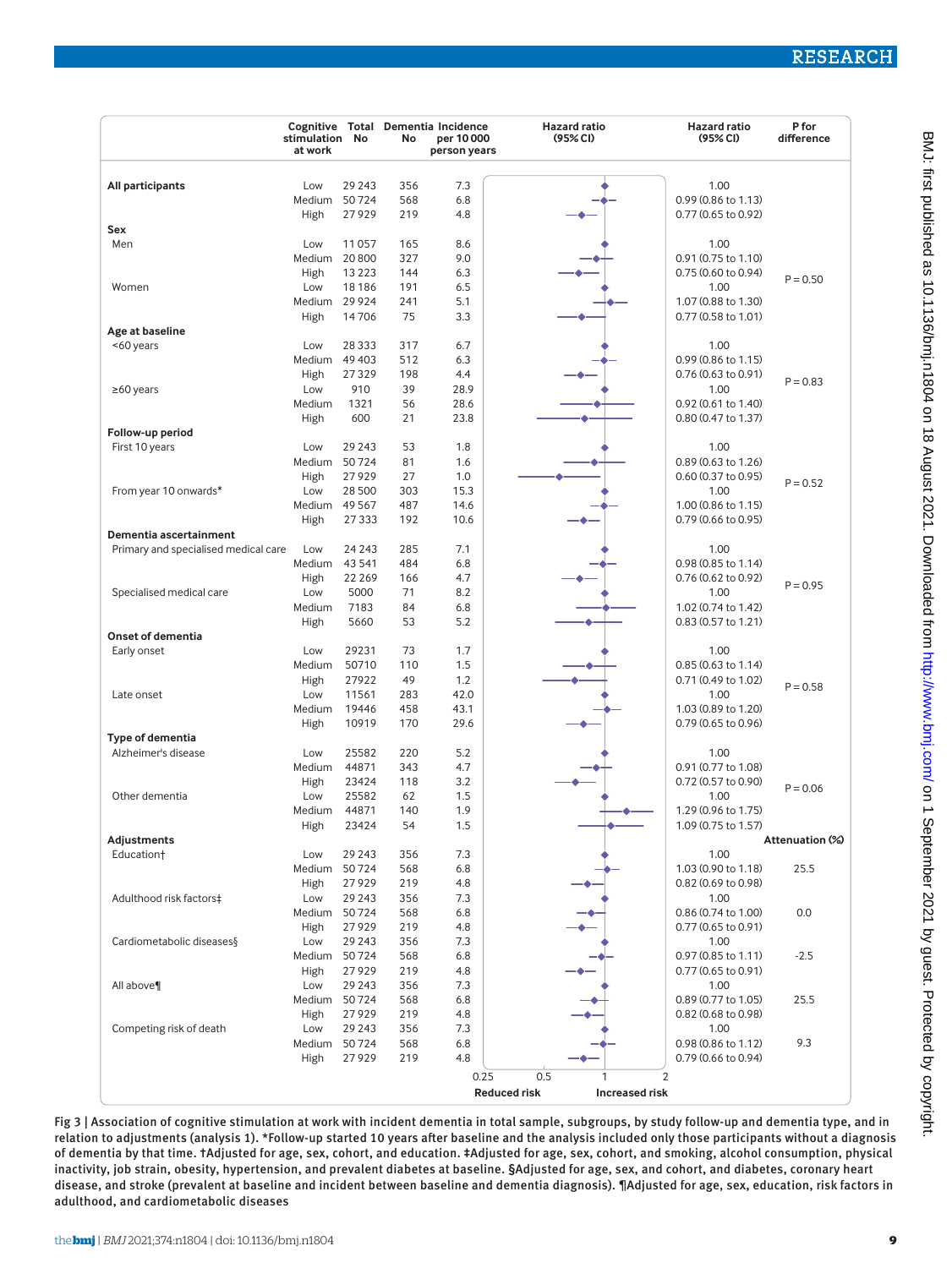| | Cognitive stimulation at work | Total No | Dementia No | Incidence per 10 000 person years | Hazard ratio (95% CI) | P for difference |
|---|---|---|---|---|---|---|
| **All participants** | Low | 29 243 | 356 | 7.3 | 1.00 | |
| | Medium | 50 724 | 568 | 6.8 | 0.99 (0.86 to 1.13) | |
| | High | 27 929 | 219 | 4.8 | 0.77 (0.65 to 0.92) | |
| **Sex** | | | | | | |
| Men | Low | 11 057 | 165 | 8.6 | 1.00 | |
| | Medium | 20 800 | 327 | 9.0 | 0.91 (0.75 to 1.10) | |
| | High | 13 223 | 144 | 6.3 | 0.75 (0.60 to 0.94) | P = 0.50 |
| Women | Low | 18 186 | 191 | 6.5 | 1.00 | |
| | Medium | 29 924 | 241 | 5.1 | 1.07 (0.88 to 1.30) | |
| | High | 14 706 | 75 | 3.3 | 0.77 (0.58 to 1.01) | |
| **Age at baseline** | | | | | | |
| <60 years | Low | 28 333 | 317 | 6.7 | 1.00 | |
| | Medium | 49 403 | 512 | 6.3 | 0.99 (0.86 to 1.15) | |
| | High | 27 329 | 198 | 4.4 | 0.76 (0.63 to 0.91) | P = 0.83 |
| ≥60 years | Low | 910 | 39 | 28.9 | 1.00 | |
| | Medium | 1321 | 56 | 28.6 | 0.92 (0.61 to 1.40) | |
| | High | 600 | 21 | 23.8 | 0.80 (0.47 to 1.37) | |
| **Follow-up period** | | | | | | |
| First 10 years | Low | 29 243 | 53 | 1.8 | 1.00 | |
| | Medium | 50 724 | 81 | 1.6 | 0.89 (0.63 to 1.26) | |
| | High | 27 929 | 27 | 1.0 | 0.60 (0.37 to 0.95) | P = 0.52 |
| From year 10 onwards* | Low | 28 500 | 303 | 15.3 | 1.00 | |
| | Medium | 49 567 | 487 | 14.6 | 1.00 (0.86 to 1.15) | |
| | High | 27 333 | 192 | 10.6 | 0.79 (0.66 to 0.95) | |
| **Dementia ascertainment** | | | | | | |
| Primary and specialised medical care | Low | 24 243 | 285 | 7.1 | 1.00 | |
| | Medium | 43 541 | 484 | 6.8 | 0.98 (0.85 to 1.14) | |
| | High | 22 269 | 166 | 4.7 | 0.76 (0.62 to 0.92) | P = 0.95 |
| Specialised medical care | Low | 5000 | 71 | 8.2 | 1.00 | |
| | Medium | 7183 | 84 | 6.8 | 1.02 (0.74 to 1.42) | |
| | High | 5660 | 53 | 5.2 | 0.83 (0.57 to 1.21) | |
| **Onset of dementia** | | | | | | |
| Early onset | Low | 29231 | 73 | 1.7 | 1.00 | |
| | Medium | 50710 | 110 | 1.5 | 0.85 (0.63 to 1.14) | |
| | High | 27922 | 49 | 1.2 | 0.71 (0.49 to 1.02) | P = 0.58 |
| Late onset | Low | 11561 | 283 | 42.0 | 1.00 | |
| | Medium | 19446 | 458 | 43.1 | 1.03 (0.89 to 1.20) | |
| | High | 10919 | 170 | 29.6 | 0.79 (0.65 to 0.96) | |
| **Type of dementia** | | | | | | |
| Alzheimer's disease | Low | 25582 | 220 | 5.2 | 1.00 | |
| | Medium | 44871 | 343 | 4.7 | 0.91 (0.77 to 1.08) | |
| | High | 23424 | 118 | 3.2 | 0.72 (0.57 to 0.90) | P = 0.06 |
| Other dementia | Low | 25582 | 62 | 1.5 | 1.00 | |
| | Medium | 44871 | 140 | 1.9 | 1.29 (0.96 to 1.75) | |
| | High | 23424 | 54 | 1.5 | 1.09 (0.75 to 1.57) | |
| **Adjustments** | | | | | | **Attenuation (%)** |
| Education† | Low | 29 243 | 356 | 7.3 | 1.00 | |
| | Medium | 50 724 | 568 | 6.8 | 1.03 (0.90 to 1.18) | 25.5 |
| | High | 27 929 | 219 | 4.8 | 0.82 (0.69 to 0.98) | |
| Adulthood risk factors‡ | Low | 29 243 | 356 | 7.3 | 1.00 | |
| | Medium | 50 724 | 568 | 6.8 | 0.86 (0.74 to 1.00) | 0.0 |
| | High | 27 929 | 219 | 4.8 | 0.77 (0.65 to 0.91) | |
| Cardiometabolic diseases§ | Low | 29 243 | 356 | 7.3 | 1.00 | |
| | Medium | 50 724 | 568 | 6.8 | 0.97 (0.85 to 1.11) | -2.5 |
| | High | 27 929 | 219 | 4.8 | 0.77 (0.65 to 0.91) | |
| All above¶ | Low | 29 243 | 356 | 7.3 | 1.00 | |
| | Medium | 50 724 | 568 | 6.8 | 0.89 (0.77 to 1.05) | 25.5 |
| | High | 27 929 | 219 | 4.8 | 0.82 (0.68 to 0.98) | |
| Competing risk of death | Low | 29 243 | 356 | 7.3 | 1.00 | |
| | Medium | 50 724 | 568 | 6.8 | 0.98 (0.86 to 1.12) | 9.3 |
| | High | 27 929 | 219 | 4.8 | 0.79 (0.66 to 0.94) | |

Fig 3 | Association of cognitive stimulation at work with incident dementia in total sample, subgroups, by study follow-up and dementia type, and in relation to adjustments (analysis 1). *Follow-up started 10 years after baseline and the analysis included only those participants without a diagnosis of dementia by that time. †Adjusted for age, sex, cohort, and education. ‡Adjusted for age, sex, cohort, and smoking, alcohol consumption, physical inactivity, job strain, obesity, hypertension, and prevalent diabetes at baseline. §Adjusted for age, sex, and cohort, and diabetes, coronary heart disease, and stroke (prevalent at baseline and incident between baseline and dementia diagnosis). ¶Adjusted for age, sex, education, risk factors in adulthood, and cardiometabolic diseases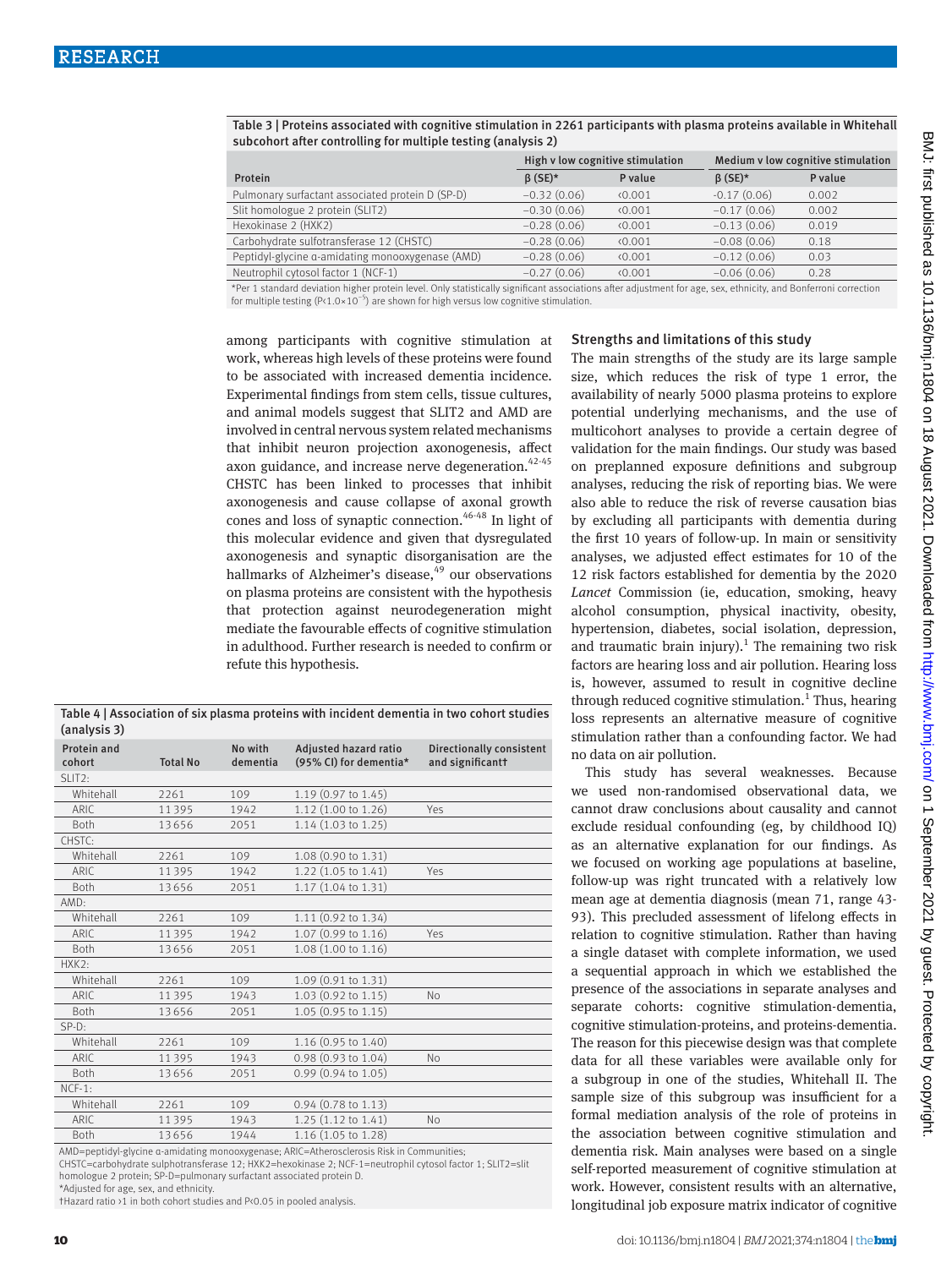Table 3 | Proteins associated with cognitive stimulation in 2261 participants with plasma proteins available in Whitehall subcohort after controlling for multiple testing (analysis 2)

| Protein | High v low cognitive stimulation | | Medium v low cognitive stimulation | |
|---|---|---|---|---|
| | β (SE)* | P value | β (SE)* | P value |
| Pulmonary surfactant associated protein D (SP-D) | −0.32 (0.06) | <0.001 | −0.17 (0.06) | 0.002 |
| Slit homologue 2 protein (SLIT2) | −0.30 (0.06) | <0.001 | −0.17 (0.06) | 0.002 |
| Hexokinase 2 (HXK2) | −0.28 (0.06) | <0.001 | −0.13 (0.06) | 0.019 |
| Carbohydrate sulfotransferase 12 (CHSTC) | −0.28 (0.06) | <0.001 | −0.08 (0.06) | 0.18 |
| Peptidyl-glycine α-amidating monooxygenase (AMD) | −0.28 (0.06) | <0.001 | −0.12 (0.06) | 0.03 |
| Neutrophil cytosol factor 1 (NCF-1) | −0.27 (0.06) | <0.001 | −0.06 (0.06) | 0.28 |

*Per 1 standard deviation higher protein level. Only statistically significant associations after adjustment for age, sex, ethnicity, and Bonferroni correction for multiple testing ($P<1.0\times10^{-5}$) are shown for high versus low cognitive stimulation.

among participants with cognitive stimulation at work, whereas high levels of these proteins were found to be associated with increased dementia incidence. Experimental findings from stem cells, tissue cultures, and animal models suggest that SLIT2 and AMD are involved in central nervous system related mechanisms that inhibit neuron projection axonogenesis, affect axon guidance, and increase nerve degeneration.[42-45] CHSTC has been linked to processes that inhibit axonogenesis and cause collapse of axonal growth cones and loss of synaptic connection.[46-48] In light of this molecular evidence and given that dysregulated axonogenesis and synaptic disorganisation are the hallmarks of Alzheimer's disease,[49] our observations on plasma proteins are consistent with the hypothesis that protection against neurodegeneration might mediate the favourable effects of cognitive stimulation in adulthood. Further research is needed to confirm or refute this hypothesis.

Table 4 | Association of six plasma proteins with incident dementia in two cohort studies (analysis 3)

| Protein and cohort | Total No | No with dementia | Adjusted hazard ratio (95% CI) for dementia* | Directionally consistent and significant† |
|---|---|---|---|---|
| SLIT2: | | | | |
| Whitehall | 2261 | 109 | 1.19 (0.97 to 1.45) | |
| ARIC | 11395 | 1942 | 1.12 (1.00 to 1.26) | Yes |
| Both | 13656 | 2051 | 1.14 (1.03 to 1.25) | |
| CHSTC: | | | | |
| Whitehall | 2261 | 109 | 1.08 (0.90 to 1.31) | |
| ARIC | 11395 | 1942 | 1.22 (1.05 to 1.41) | Yes |
| Both | 13656 | 2051 | 1.17 (1.04 to 1.31) | |
| AMD: | | | | |
| Whitehall | 2261 | 109 | 1.11 (0.92 to 1.34) | |
| ARIC | 11395 | 1942 | 1.07 (0.99 to 1.16) | Yes |
| Both | 13656 | 2051 | 1.08 (1.00 to 1.16) | |
| HXK2: | | | | |
| Whitehall | 2261 | 109 | 1.09 (0.91 to 1.31) | |
| ARIC | 11395 | 1943 | 1.03 (0.92 to 1.15) | No |
| Both | 13656 | 2051 | 1.05 (0.95 to 1.15) | |
| SP-D: | | | | |
| Whitehall | 2261 | 109 | 1.16 (0.95 to 1.40) | |
| ARIC | 11395 | 1943 | 0.98 (0.93 to 1.04) | No |
| Both | 13656 | 2051 | 0.99 (0.94 to 1.05) | |
| NCF-1: | | | | |
| Whitehall | 2261 | 109 | 0.94 (0.78 to 1.13) | |
| ARIC | 11395 | 1943 | 1.25 (1.12 to 1.41) | No |
| Both | 13656 | 1944 | 1.16 (1.05 to 1.28) | |

AMD=peptidyl-glycine α-amidating monooxygenase; ARIC=Atherosclerosis Risk in Communities; CHSTC=carbohydrate sulphotransferase 12; HXK2=hexokinase 2; NCF-1=neutrophil cytosol factor 1; SLIT2=slit homologue 2 protein; SP-D=pulmonary surfactant associated protein D.
*Adjusted for age, sex, and ethnicity.
†Hazard ratio >1 in both cohort studies and P<0.05 in pooled analysis.

### Strengths and limitations of this study

The main strengths of the study are its large sample size, which reduces the risk of type 1 error, the availability of nearly 5000 plasma proteins to explore potential underlying mechanisms, and the use of multicohort analyses to provide a certain degree of validation for the main findings. Our study was based on preplanned exposure definitions and subgroup analyses, reducing the risk of reporting bias. We were also able to reduce the risk of reverse causation bias by excluding all participants with dementia during the first 10 years of follow-up. In main or sensitivity analyses, we adjusted effect estimates for 10 of the 12 risk factors established for dementia by the 2020 *Lancet* Commission (ie, education, smoking, heavy alcohol consumption, physical inactivity, obesity, hypertension, diabetes, social isolation, depression, and traumatic brain injury).[1] The remaining two risk factors are hearing loss and air pollution. Hearing loss is, however, assumed to result in cognitive decline through reduced cognitive stimulation.[1] Thus, hearing loss represents an alternative measure of cognitive stimulation rather than a confounding factor. We had no data on air pollution.

This study has several weaknesses. Because we used non-randomised observational data, we cannot draw conclusions about causality and cannot exclude residual confounding (eg, by childhood IQ) as an alternative explanation for our findings. As we focused on working age populations at baseline, follow-up was right truncated with a relatively low mean age at dementia diagnosis (mean 71, range 43-93). This precluded assessment of lifelong effects in relation to cognitive stimulation. Rather than having a single dataset with complete information, we used a sequential approach in which we established the presence of the associations in separate analyses and separate cohorts: cognitive stimulation-dementia, cognitive stimulation-proteins, and proteins-dementia. The reason for this piecewise design was that complete data for all these variables were available only for a subgroup in one of the studies, Whitehall II. The sample size of this subgroup was insufficient for a formal mediation analysis of the role of proteins in the association between cognitive stimulation and dementia risk. Main analyses were based on a single self-reported measurement of cognitive stimulation at work. However, consistent results with an alternative, longitudinal job exposure matrix indicator of cognitive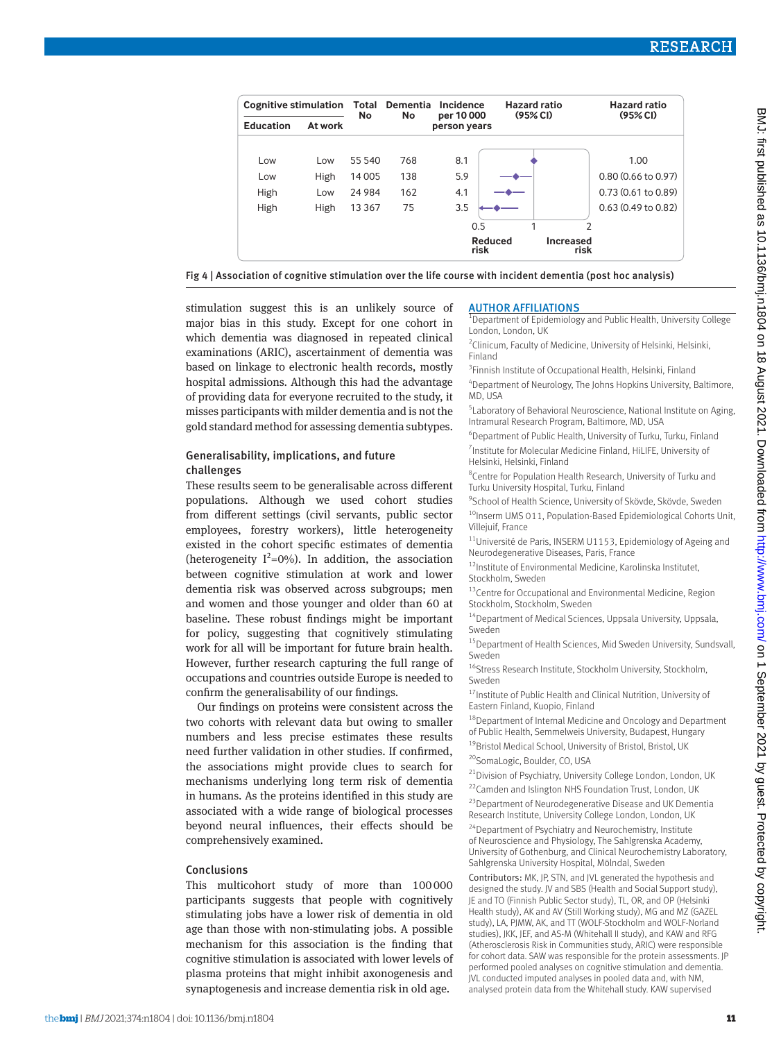| Cognitive stimulation | | Total No | Dementia No | Incidence per 10 000 person years | Hazard ratio (95% CI) |
|---|---|---|---|---|---|
| Education | At work | | | | |
| Low | Low | 55 540 | 768 | 8.1 | 1.00 |
| Low | High | 14 005 | 138 | 5.9 | 0.80 (0.66 to 0.97) |
| High | Low | 24 984 | 162 | 4.1 | 0.73 (0.61 to 0.89) |
| High | High | 13 367 | 75 | 3.5 | 0.63 (0.49 to 0.82) |

Fig 4 | Association of cognitive stimulation over the life course with incident dementia (post hoc analysis)

stimulation suggest this is an unlikely source of major bias in this study. Except for one cohort in which dementia was diagnosed in repeated clinical examinations (ARIC), ascertainment of dementia was based on linkage to electronic health records, mostly hospital admissions. Although this had the advantage of providing data for everyone recruited to the study, it misses participants with milder dementia and is not the gold standard method for assessing dementia subtypes.

### Generalisability, implications, and future challenges

These results seem to be generalisable across different populations. Although we used cohort studies from different settings (civil servants, public sector employees, forestry workers), little heterogeneity existed in the cohort specific estimates of dementia (heterogeneity $I^2$=0%). In addition, the association between cognitive stimulation at work and lower dementia risk was observed across subgroups; men and women and those younger and older than 60 at baseline. These robust findings might be important for policy, suggesting that cognitively stimulating work for all will be important for future brain health. However, further research capturing the full range of occupations and countries outside Europe is needed to confirm the generalisability of our findings.

Our findings on proteins were consistent across the two cohorts with relevant data but owing to smaller numbers and less precise estimates these results need further validation in other studies. If confirmed, the associations might provide clues to search for mechanisms underlying long term risk of dementia in humans. As the proteins identified in this study are associated with a wide range of biological processes beyond neural influences, their effects should be comprehensively examined.

### Conclusions

This multicohort study of more than 100 000 participants suggests that people with cognitively stimulating jobs have a lower risk of dementia in old age than those with non-stimulating jobs. A possible mechanism for this association is the finding that cognitive stimulation is associated with lower levels of plasma proteins that might inhibit axonogenesis and synaptogenesis and increase dementia risk in old age.

### AUTHOR AFFILIATIONS

[1]Department of Epidemiology and Public Health, University College London, London, UK

[2]Clinicum, Faculty of Medicine, University of Helsinki, Helsinki, Finland

[3]Finnish Institute of Occupational Health, Helsinki, Finland

[4]Department of Neurology, The Johns Hopkins University, Baltimore, MD, USA

[5]Laboratory of Behavioral Neuroscience, National Institute on Aging, Intramural Research Program, Baltimore, MD, USA

[6]Department of Public Health, University of Turku, Turku, Finland

[7]Institute for Molecular Medicine Finland, HiLIFE, University of Helsinki, Helsinki, Finland

[8]Centre for Population Health Research, University of Turku and Turku University Hospital, Turku, Finland

[9]School of Health Science, University of Skövde, Skövde, Sweden

[10]Inserm UMS 011, Population-Based Epidemiological Cohorts Unit, Villejuif, France

[11]Université de Paris, INSERM U1153, Epidemiology of Ageing and Neurodegenerative Diseases, Paris, France

[12]Institute of Environmental Medicine, Karolinska Institutet, Stockholm, Sweden

[13]Centre for Occupational and Environmental Medicine, Region Stockholm, Stockholm, Sweden

[14]Department of Medical Sciences, Uppsala University, Uppsala, Sweden

[15]Department of Health Sciences, Mid Sweden University, Sundsvall, Sweden

[16]Stress Research Institute, Stockholm University, Stockholm, Sweden

[17]Institute of Public Health and Clinical Nutrition, University of Eastern Finland, Kuopio, Finland

[18]Department of Internal Medicine and Oncology and Department of Public Health, Semmelweis University, Budapest, Hungary

[19]Bristol Medical School, University of Bristol, Bristol, UK

[20]SomaLogic, Boulder, CO, USA

[21]Division of Psychiatry, University College London, London, UK

[22]Camden and Islington NHS Foundation Trust, London, UK

[23]Department of Neurodegenerative Disease and UK Dementia Research Institute, University College London, London, UK

[24]Department of Psychiatry and Neurochemistry, Institute of Neuroscience and Physiology, The Sahlgrenska Academy, University of Gothenburg, and Clinical Neurochemistry Laboratory, Sahlgrenska University Hospital, Mölndal, Sweden

**Contributors:** MK, JP, STN, and JVL generated the hypothesis and designed the study. JV and SBS (Health and Social Support study), JE and TO (Finnish Public Sector study), TL, OR, and OP (Helsinki Health study), AK and AV (Still Working study), MG and MZ (GAZEL study), LA, PJMW, AK, and TT (WOLF-Stockholm and WOLF-Norland studies), JKK, JEF, and AS-M (Whitehall II study), and KAW and RFG (Atherosclerosis Risk in Communities study, ARIC) were responsible for cohort data. SAW was responsible for the protein assessments. JP performed pooled analyses on cognitive stimulation and dementia. JVL conducted imputed analyses in pooled data and, with NM, analysed protein data from the Whitehall study. KAW supervised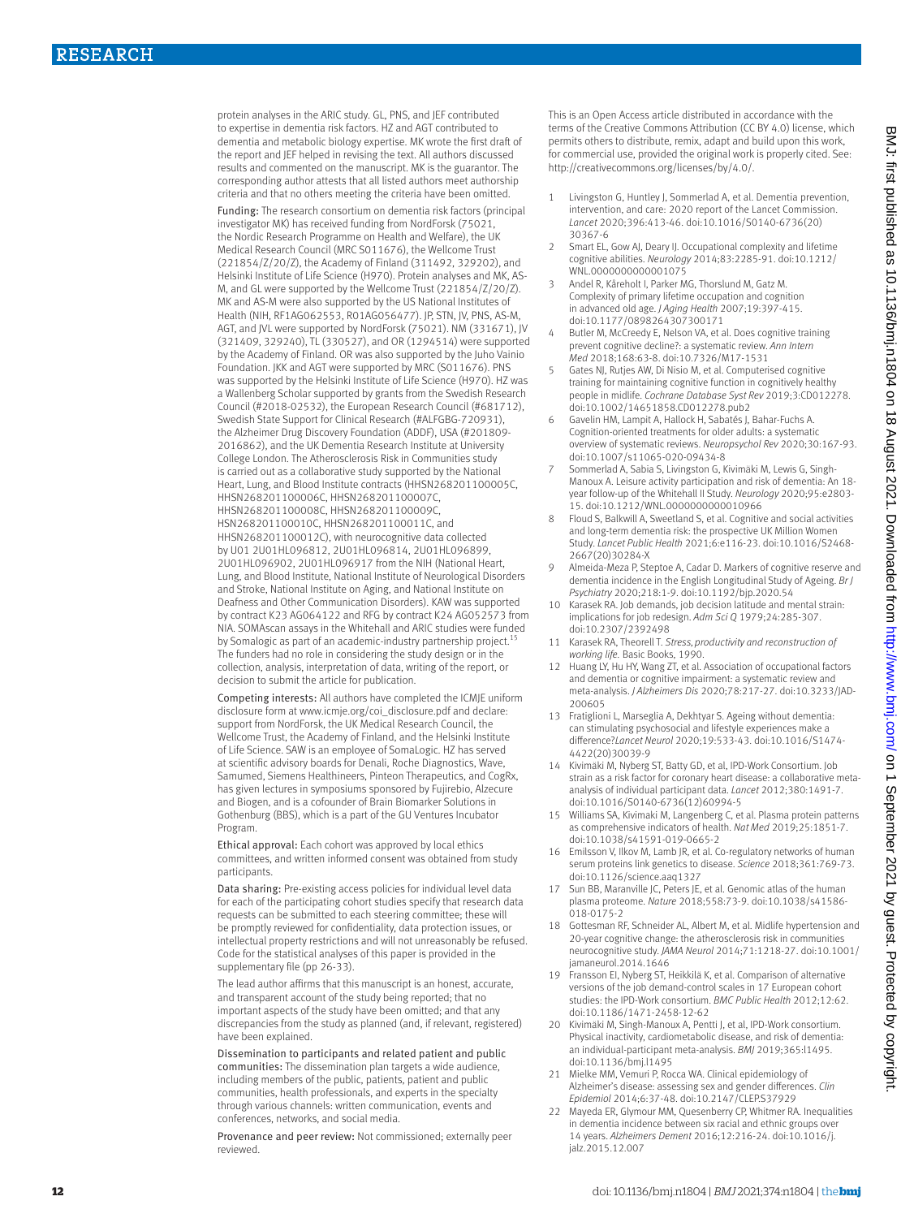protein analyses in the ARIC study. GL, PNS, and JEF contributed to expertise in dementia risk factors. HZ and AGT contributed to dementia and metabolic biology expertise. MK wrote the first draft of the report and JEF helped in revising the text. All authors discussed results and commented on the manuscript. MK is the guarantor. The corresponding author attests that all listed authors meet authorship criteria and that no others meeting the criteria have been omitted.

Funding: The research consortium on dementia risk factors (principal investigator MK) has received funding from NordForsk (75021, the Nordic Research Programme on Health and Welfare), the UK Medical Research Council (MRC S011676), the Wellcome Trust (221854/Z/20/Z), the Academy of Finland (311492, 329202), and Helsinki Institute of Life Science (H970). Protein analyses and MK, AS-M, and GL were supported by the Wellcome Trust (221854/Z/20/Z). MK and AS-M were also supported by the US National Institutes of Health (NIH, RF1AG062553, R01AG056477). JP, STN, JV, PNS, AS-M, AGT, and JVL were supported by NordForsk (75021). NM (331671), JV (321409, 329240), TL (330527), and OR (1294514) were supported by the Academy of Finland. OR was also supported by the Juho Vainio Foundation. JKK and AGT were supported by MRC (S011676). PNS was supported by the Helsinki Institute of Life Science (H970). HZ was a Wallenberg Scholar supported by grants from the Swedish Research Council (#2018-02532), the European Research Council (#681712), Swedish State Support for Clinical Research (#ALFGBG-720931), the Alzheimer Drug Discovery Foundation (ADDF), USA (#201809-2016862), and the UK Dementia Research Institute at University College London. The Atherosclerosis Risk in Communities study is carried out as a collaborative study supported by the National Heart, Lung, and Blood Institute contracts (HHSN268201100005C, HHSN268201100006C, HHSN268201100007C, HHSN268201100008C, HHSN268201100009C, HSN268201100010C, HHSN268201100011C, and HHSN268201100012C), with neurocognitive data collected by U01 2U01HL096812, 2U01HL096814, 2U01HL096899, 2U01HL096902, 2U01HL096917 from the NIH (National Heart, Lung, and Blood Institute, National Institute of Neurological Disorders and Stroke, National Institute on Aging, and National Institute on Deafness and Other Communication Disorders). KAW was supported by contract K23 AG064122 and RFG by contract K24 AG052573 from NIA. SOMAscan assays in the Whitehall and ARIC studies were funded by Somalogic as part of an academic-industry partnership project.[15] The funders had no role in considering the study design or in the collection, analysis, interpretation of data, writing of the report, or decision to submit the article for publication.

Competing interests: All authors have completed the ICMJE uniform disclosure form at www.icmje.org/coi_disclosure.pdf and declare: support from NordForsk, the UK Medical Research Council, the Wellcome Trust, the Academy of Finland, and the Helsinki Institute of Life Science. SAW is an employee of SomaLogic. HZ has served at scientific advisory boards for Denali, Roche Diagnostics, Wave, Samumed, Siemens Healthineers, Pinteon Therapeutics, and CogRx, has given lectures in symposiums sponsored by Fujirebio, Alzecure and Biogen, and is a cofounder of Brain Biomarker Solutions in Gothenburg (BBS), which is a part of the GU Ventures Incubator Program.

Ethical approval: Each cohort was approved by local ethics committees, and written informed consent was obtained from study participants.

Data sharing: Pre-existing access policies for individual level data for each of the participating cohort studies specify that research data requests can be submitted to each steering committee; these will be promptly reviewed for confidentiality, data protection issues, or intellectual property restrictions and will not unreasonably be refused. Code for the statistical analyses of this paper is provided in the supplementary file (pp 26-33).

The lead author affirms that this manuscript is an honest, accurate, and transparent account of the study being reported; that no important aspects of the study have been omitted; and that any discrepancies from the study as planned (and, if relevant, registered) have been explained.

Dissemination to participants and related patient and public communities: The dissemination plan targets a wide audience, including members of the public, patients, patient and public communities, health professionals, and experts in the specialty through various channels: written communication, events and conferences, networks, and social media.

Provenance and peer review: Not commissioned; externally peer reviewed.

This is an Open Access article distributed in accordance with the terms of the Creative Commons Attribution (CC BY 4.0) license, which permits others to distribute, remix, adapt and build upon this work, for commercial use, provided the original work is properly cited. See: http://creativecommons.org/licenses/by/4.0/.

1. Livingston G, Huntley J, Sommerlad A, et al. Dementia prevention, intervention, and care: 2020 report of the Lancet Commission. *Lancet* 2020;396:413-46. doi:10.1016/S0140-6736(20)30367-6
2. Smart EL, Gow AJ, Deary IJ. Occupational complexity and lifetime cognitive abilities. *Neurology* 2014;83:2285-91. doi:10.1212/WNL.0000000000001075
3. Andel R, Kåreholt I, Parker MG, Thorslund M, Gatz M. Complexity of primary lifetime occupation and cognition in advanced old age. *J Aging Health* 2007;19:397-415. doi:10.1177/0898264307300171
4. Butler M, McCreedy E, Nelson VA, et al. Does cognitive training prevent cognitive decline?: a systematic review. *Ann Intern Med* 2018;168:63-8. doi:10.7326/M17-1531
5. Gates NJ, Rutjes AW, Di Nisio M, et al. Computerised cognitive training for maintaining cognitive function in cognitively healthy people in midlife. *Cochrane Database Syst Rev* 2019;3:CD012278. doi:10.1002/14651858.CD012278.pub2
6. Gavelin HM, Lampit A, Hallock H, Sabatés J, Bahar-Fuchs A. Cognition-oriented treatments for older adults: a systematic overview of systematic reviews. *Neuropsychol Rev* 2020;30:167-93. doi:10.1007/s11065-020-09434-8
7. Sommerlad A, Sabia S, Livingston G, Kivimäki M, Lewis G, Singh-Manoux A. Leisure activity participation and risk of dementia: An 18-year follow-up of the Whitehall II Study. *Neurology* 2020;95:e2803-15. doi:10.1212/WNL.0000000000010966
8. Floud S, Balkwill A, Sweetland S, et al. Cognitive and social activities and long-term dementia risk: the prospective UK Million Women Study. *Lancet Public Health* 2021;6:e116-23. doi:10.1016/S2468-2667(20)30284-X
9. Almeida-Meza P, Steptoe A, Cadar D. Markers of cognitive reserve and dementia incidence in the English Longitudinal Study of Ageing. *Br J Psychiatry* 2020;218:1-9. doi:10.1192/bjp.2020.54
10. Karasek RA. Job demands, job decision latitude and mental strain: implications for job redesign. *Adm Sci Q* 1979;24:285-307. doi:10.2307/2392498
11. Karasek RA, Theorell T. *Stress, productivity and reconstruction of working life*. Basic Books, 1990.
12. Huang LY, Hu HY, Wang ZT, et al. Association of occupational factors and dementia or cognitive impairment: a systematic review and meta-analysis. *J Alzheimers Dis* 2020;78:217-27. doi:10.3233/JAD-200605
13. Fratiglioni L, Marseglia A, Dekhtyar S. Ageing without dementia: can stimulating psychosocial and lifestyle experiences make a difference?*Lancet Neurol* 2020;19:533-43. doi:10.1016/S1474-4422(20)30039-9
14. Kivimäki M, Nyberg ST, Batty GD, et al, IPD-Work Consortium. Job strain as a risk factor for coronary heart disease: a collaborative meta-analysis of individual participant data. *Lancet* 2012;380:1491-7. doi:10.1016/S0140-6736(12)60994-5
15. Williams SA, Kivimaki M, Langenberg C, et al. Plasma protein patterns as comprehensive indicators of health. *Nat Med* 2019;25:1851-7. doi:10.1038/s41591-019-0665-2
16. Emilsson V, Ilkov M, Lamb JR, et al. Co-regulatory networks of human serum proteins link genetics to disease. *Science* 2018;361:769-73. doi:10.1126/science.aaq1327
17. Sun BB, Maranville JC, Peters JE, et al. Genomic atlas of the human plasma proteome. *Nature* 2018;558:73-9. doi:10.1038/s41586-018-0175-2
18. Gottesman RF, Schneider AL, Albert M, et al. Midlife hypertension and 20-year cognitive change: the atherosclerosis risk in communities neurocognitive study. *JAMA Neurol* 2014;71:1218-27. doi:10.1001/jamaneurol.2014.1646
19. Fransson EI, Nyberg ST, Heikkilä K, et al. Comparison of alternative versions of the job demand-control scales in 17 European cohort studies: the IPD-Work consortium. *BMC Public Health* 2012;12:62. doi:10.1186/1471-2458-12-62
20. Kivimäki M, Singh-Manoux A, Pentti J, et al, IPD-Work consortium. Physical inactivity, cardiometabolic disease, and risk of dementia: an individual-participant meta-analysis. *BMJ* 2019;365:l1495. doi:10.1136/bmj.l1495
21. Mielke MM, Vemuri P, Rocca WA. Clinical epidemiology of Alzheimer's disease: assessing sex and gender differences. *Clin Epidemiol* 2014;6:37-48. doi:10.2147/CLEP.S37929
22. Mayeda ER, Glymour MM, Quesenberry CP, Whitmer RA. Inequalities in dementia incidence between six racial and ethnic groups over 14 years. *Alzheimers Dement* 2016;12:216-24. doi:10.1016/j.jalz.2015.12.007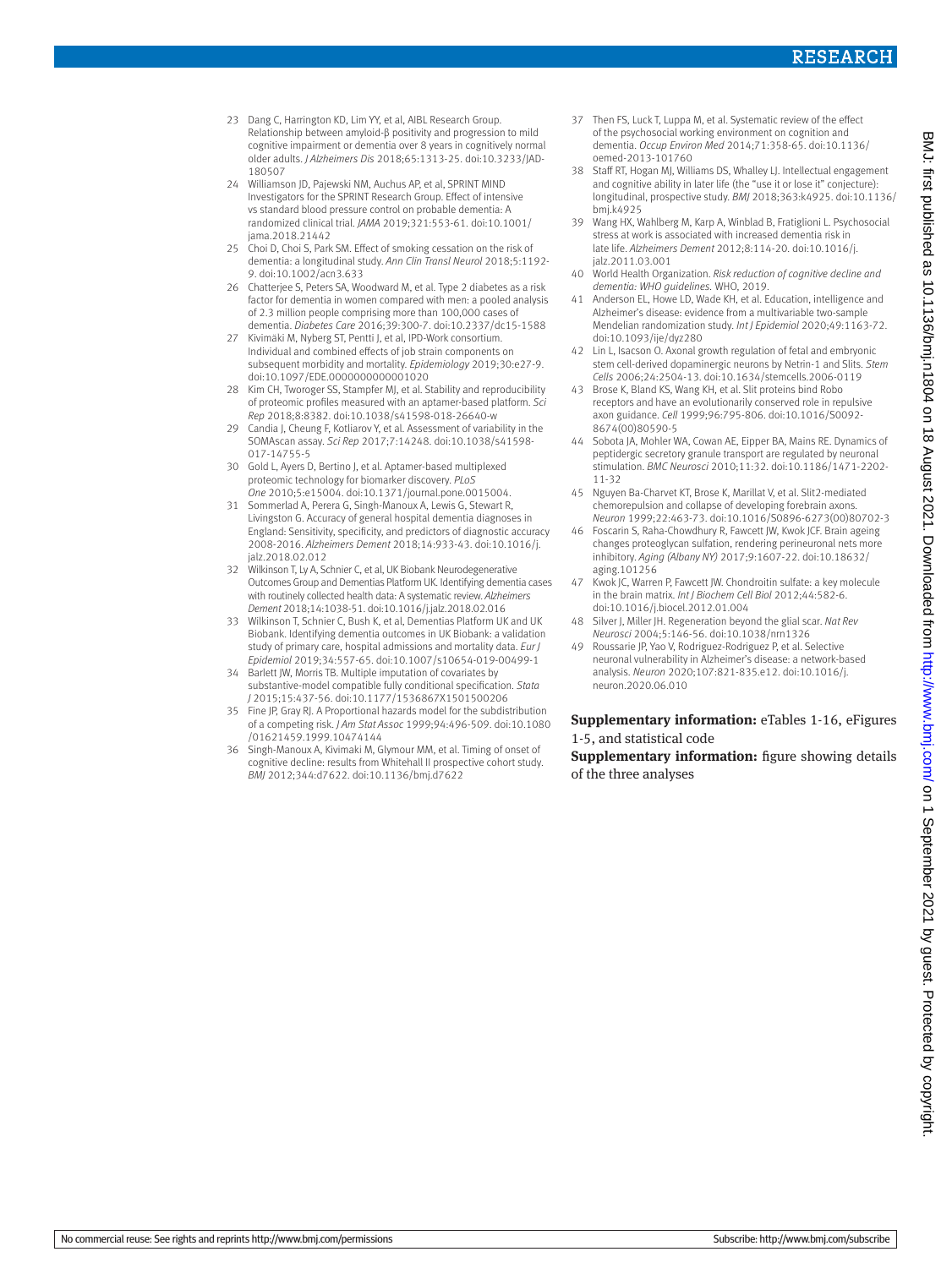23 Dang C, Harrington KD, Lim YY, et al, AIBL Research Group. Relationship between amyloid-β positivity and progression to mild cognitive impairment or dementia over 8 years in cognitively normal older adults. *J Alzheimers Dis* 2018;65:1313-25. doi:10.3233/JAD-180507

24 Williamson JD, Pajewski NM, Auchus AP, et al, SPRINT MIND Investigators for the SPRINT Research Group. Effect of intensive vs standard blood pressure control on probable dementia: A randomized clinical trial. *JAMA* 2019;321:553-61. doi:10.1001/jama.2018.21442

25 Choi D, Choi S, Park SM. Effect of smoking cessation on the risk of dementia: a longitudinal study. *Ann Clin Transl Neurol* 2018;5:1192-9. doi:10.1002/acn3.633

26 Chatterjee S, Peters SA, Woodward M, et al. Type 2 diabetes as a risk factor for dementia in women compared with men: a pooled analysis of 2.3 million people comprising more than 100,000 cases of dementia. *Diabetes Care* 2016;39:300-7. doi:10.2337/dc15-1588

27 Kivimäki M, Nyberg ST, Pentti J, et al, IPD-Work consortium. Individual and combined effects of job strain components on subsequent morbidity and mortality. *Epidemiology* 2019;30:e27-9. doi:10.1097/EDE.0000000000001020

28 Kim CH, Tworoger SS, Stampfer MJ, et al. Stability and reproducibility of proteomic profiles measured with an aptamer-based platform. *Sci Rep* 2018;8:8382. doi:10.1038/s41598-018-26640-w

29 Candia J, Cheung F, Kotliarov Y, et al. Assessment of variability in the SOMAscan assay. *Sci Rep* 2017;7:14248. doi:10.1038/s41598-017-14755-5

30 Gold L, Ayers D, Bertino J, et al. Aptamer-based multiplexed proteomic technology for biomarker discovery. *PLoS One* 2010;5:e15004. doi:10.1371/journal.pone.0015004.

31 Sommerlad A, Perera G, Singh-Manoux A, Lewis G, Stewart R, Livingston G. Accuracy of general hospital dementia diagnoses in England: Sensitivity, specificity, and predictors of diagnostic accuracy 2008-2016. *Alzheimers Dement* 2018;14:933-43. doi:10.1016/j.jalz.2018.02.012

32 Wilkinson T, Ly A, Schnier C, et al, UK Biobank Neurodegenerative Outcomes Group and Dementias Platform UK. Identifying dementia cases with routinely collected health data: A systematic review. *Alzheimers Dement* 2018;14:1038-51. doi:10.1016/j.jalz.2018.02.016

33 Wilkinson T, Schnier C, Bush K, et al, Dementias Platform UK and UK Biobank. Identifying dementia outcomes in UK Biobank: a validation study of primary care, hospital admissions and mortality data. *Eur J Epidemiol* 2019;34:557-65. doi:10.1007/s10654-019-00499-1

34 Barlett JW, Morris TB. Multiple imputation of covariates by substantive-model compatible fully conditional specification. *Stata J* 2015;15:437-56. doi:10.1177/1536867X1501500206

35 Fine JP, Gray RJ. A Proportional hazards model for the subdistribution of a competing risk. *J Am Stat Assoc* 1999;94:496-509. doi:10.1080/01621459.1999.10474144

36 Singh-Manoux A, Kivimaki M, Glymour MM, et al. Timing of onset of cognitive decline: results from Whitehall II prospective cohort study. *BMJ* 2012;344:d7622. doi:10.1136/bmj.d7622

37 Then FS, Luck T, Luppa M, et al. Systematic review of the effect of the psychosocial working environment on cognition and dementia. *Occup Environ Med* 2014;71:358-65. doi:10.1136/oemed-2013-101760

38 Staff RT, Hogan MJ, Williams DS, Whalley LJ. Intellectual engagement and cognitive ability in later life (the "use it or lose it" conjecture): longitudinal, prospective study. *BMJ* 2018;363:k4925. doi:10.1136/bmj.k4925

39 Wang HX, Wahlberg M, Karp A, Winblad B, Fratiglioni L. Psychosocial stress at work is associated with increased dementia risk in late life. *Alzheimers Dement* 2012;8:114-20. doi:10.1016/j.jalz.2011.03.001

40 World Health Organization. *Risk reduction of cognitive decline and dementia: WHO guidelines*. WHO, 2019.

41 Anderson EL, Howe LD, Wade KH, et al. Education, intelligence and Alzheimer's disease: evidence from a multivariable two-sample Mendelian randomization study. *Int J Epidemiol* 2020;49:1163-72. doi:10.1093/ije/dyz280

42 Lin L, Isacson O. Axonal growth regulation of fetal and embryonic stem cell-derived dopaminergic neurons by Netrin-1 and Slits. *Stem Cells* 2006;24:2504-13. doi:10.1634/stemcells.2006-0119

43 Brose K, Bland KS, Wang KH, et al. Slit proteins bind Robo receptors and have an evolutionarily conserved role in repulsive axon guidance. *Cell* 1999;96:795-806. doi:10.1016/S0092-8674(00)80590-5

44 Sobota JA, Mohler WA, Cowan AE, Eipper BA, Mains RE. Dynamics of peptidergic secretory granule transport are regulated by neuronal stimulation. *BMC Neurosci* 2010;11:32. doi:10.1186/1471-2202-11-32

45 Nguyen Ba-Charvet KT, Brose K, Marillat V, et al. Slit2-mediated chemorepulsion and collapse of developing forebrain axons. *Neuron* 1999;22:463-73. doi:10.1016/S0896-6273(00)80702-3

46 Foscarin S, Raha-Chowdhury R, Fawcett JW, Kwok JCF. Brain ageing changes proteoglycan sulfation, rendering perineuronal nets more inhibitory. *Aging (Albany NY)* 2017;9:1607-22. doi:10.18632/aging.101256

47 Kwok JC, Warren P, Fawcett JW. Chondroitin sulfate: a key molecule in the brain matrix. *Int J Biochem Cell Biol* 2012;44:582-6. doi:10.1016/j.biocel.2012.01.004

48 Silver J, Miller JH. Regeneration beyond the glial scar. *Nat Rev Neurosci* 2004;5:146-56. doi:10.1038/nrn1326

49 Roussarie JP, Yao V, Rodriguez-Rodriguez P, et al. Selective neuronal vulnerability in Alzheimer's disease: a network-based analysis. *Neuron* 2020;107:821-835.e12. doi:10.1016/j.neuron.2020.06.010

**Supplementary information:** eTables 1-16, eFigures 1-5, and statistical code

**Supplementary information:** figure showing details of the three analyses